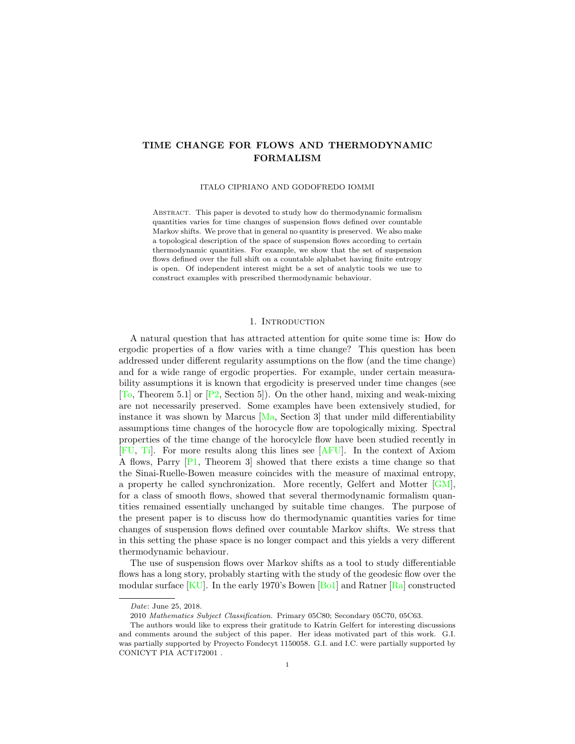# TIME CHANGE FOR FLOWS AND THERMODYNAMIC FORMALISM

ITALO CIPRIANO AND GODOFREDO IOMMI

Abstract. This paper is devoted to study how do thermodynamic formalism quantities varies for time changes of suspension flows defined over countable Markov shifts. We prove that in general no quantity is preserved. We also make a topological description of the space of suspension flows according to certain thermodynamic quantities. For example, we show that the set of suspension flows defined over the full shift on a countable alphabet having finite entropy is open. Of independent interest might be a set of analytic tools we use to construct examples with prescribed thermodynamic behaviour.

## 1. Introduction

A natural question that has attracted attention for quite some time is: How do ergodic properties of a flow varies with a time change? This question has been addressed under different regularity assumptions on the flow (and the time change) and for a wide range of ergodic properties. For example, under certain measurability assumptions it is known that ergodicity is preserved under time changes (see [To, Theorem 5.1] or [P2, Section 5]). On the other hand, mixing and weak-mixing are not necessarily preserved. Some examples have been extensively studied, for instance it was shown by Marcus [Ma, Section 3] that under mild differentiability assumptions time changes of the horocycle flow are topologically mixing. Spectral properties of the time change of the horocylcle flow have been studied recently in [FU, Ti]. For more results along this lines see [AFU]. In the context of Axiom A flows, Parry [P1, Theorem 3] showed that there exists a time change so that the Sinai-Ruelle-Bowen measure coincides with the measure of maximal entropy, a property he called synchronization. More recently, Gelfert and Motter [GM], for a class of smooth flows, showed that several thermodynamic formalism quantities remained essentially unchanged by suitable time changes. The purpose of the present paper is to discuss how do thermodynamic quantities varies for time changes of suspension flows defined over countable Markov shifts. We stress that in this setting the phase space is no longer compact and this yields a very different thermodynamic behaviour.

The use of suspension flows over Markov shifts as a tool to study differentiable flows has a long story, probably starting with the study of the geodesic flow over the modular surface [KU]. In the early 1970's Bowen [Bo1] and Ratner [Ra] constructed

---

*Date*: June 25, 2018.

2010 *Mathematics Subject Classification.* Primary 05C80; Secondary 05C70, 05C63.

The authors would like to express their gratitude to Katrin Gelfert for interesting discussions and comments around the subject of this paper. Her ideas motivated part of this work. G.I. was partially supported by Proyecto Fondecyt 1150058. G.I. and I.C. were partially supported by CONICYT PIA ACT172001 .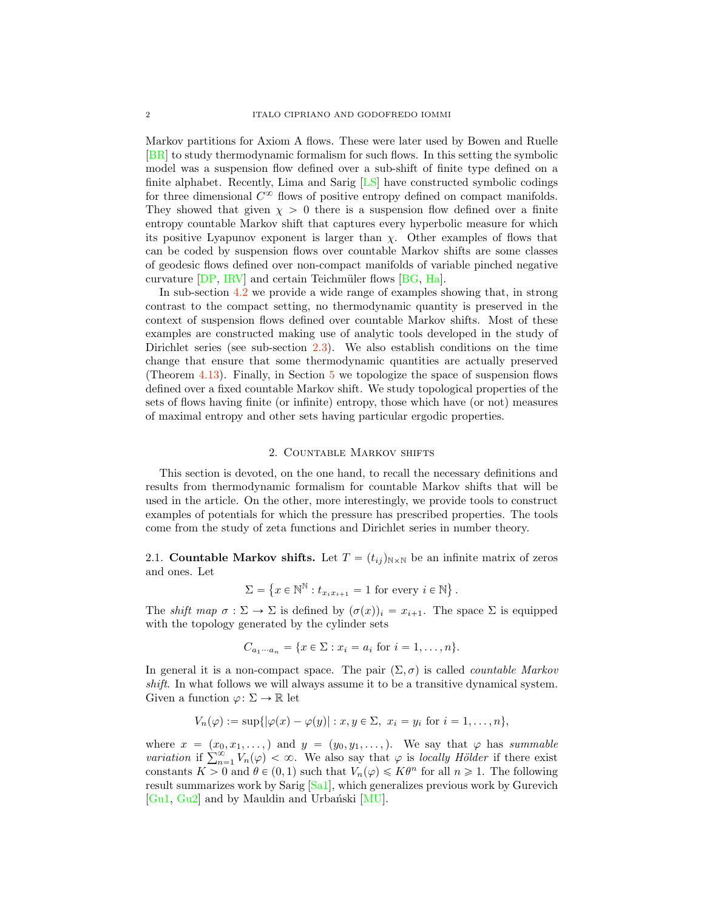Markov partitions for Axiom A flows. These were later used by Bowen and Ruelle [BR] to study thermodynamic formalism for such flows. In this setting the symbolic model was a suspension flow defined over a sub-shift of finite type defined on a finite alphabet. Recently, Lima and Sarig [LS] have constructed symbolic codings for three dimensional $C^\infty$ flows of positive entropy defined on compact manifolds. They showed that given $\chi > 0$ there is a suspension flow defined over a finite entropy countable Markov shift that captures every hyperbolic measure for which its positive Lyapunov exponent is larger than $\chi$. Other examples of flows that can be coded by suspension flows over countable Markov shifts are some classes of geodesic flows defined over non-compact manifolds of variable pinched negative curvature [DP, IRV] and certain Teichmüler flows [BG, Ha].

In sub-section 4.2 we provide a wide range of examples showing that, in strong contrast to the compact setting, no thermodynamic quantity is preserved in the context of suspension flows defined over countable Markov shifts. Most of these examples are constructed making use of analytic tools developed in the study of Dirichlet series (see sub-section 2.3). We also establish conditions on the time change that ensure that some thermodynamic quantities are actually preserved (Theorem 4.13). Finally, in Section 5 we topologize the space of suspension flows defined over a fixed countable Markov shift. We study topological properties of the sets of flows having finite (or infinite) entropy, those which have (or not) measures of maximal entropy and other sets having particular ergodic properties.

## 2. Countable Markov shifts

This section is devoted, on the one hand, to recall the necessary definitions and results from thermodynamic formalism for countable Markov shifts that will be used in the article. On the other, more interestingly, we provide tools to construct examples of potentials for which the pressure has prescribed properties. The tools come from the study of zeta functions and Dirichlet series in number theory.

2.1. **Countable Markov shifts.** Let $T = (t_{ij})_{\mathbb{N}\times\mathbb{N}}$ be an infinite matrix of zeros and ones. Let

$$\Sigma = \left\{x \in \mathbb{N}^{\mathbb{N}} : t_{x_i x_{i+1}} = 1 \text{ for every } i \in \mathbb{N}\right\}.$$

The *shift map* $\sigma : \Sigma \to \Sigma$ is defined by $(\sigma(x))_i = x_{i+1}$. The space $\Sigma$ is equipped with the topology generated by the cylinder sets

$$C_{a_1\cdots a_n} = \{x \in \Sigma : x_i = a_i \text{ for } i = 1, \ldots, n\}.$$

In general it is a non-compact space. The pair $(\Sigma, \sigma)$ is called *countable Markov shift*. In what follows we will always assume it to be a transitive dynamical system. Given a function $\varphi\colon \Sigma \to \mathbb{R}$ let

$$V_n(\varphi) := \sup\{|\varphi(x) - \varphi(y)| : x, y \in \Sigma,\ x_i = y_i \text{ for } i = 1, \ldots, n\},$$

where $x = (x_0, x_1, \ldots,)$ and $y = (y_0, y_1, \ldots,)$. We say that $\varphi$ has *summable variation* if $\sum_{n=1}^{\infty} V_n(\varphi) < \infty$. We also say that $\varphi$ is *locally Hölder* if there exist constants $K > 0$ and $\theta \in (0, 1)$ such that $V_n(\varphi) \leqslant K\theta^n$ for all $n \geqslant 1$. The following result summarizes work by Sarig [Sa1], which generalizes previous work by Gurevich [Gu1, Gu2] and by Mauldin and Urbański [MU].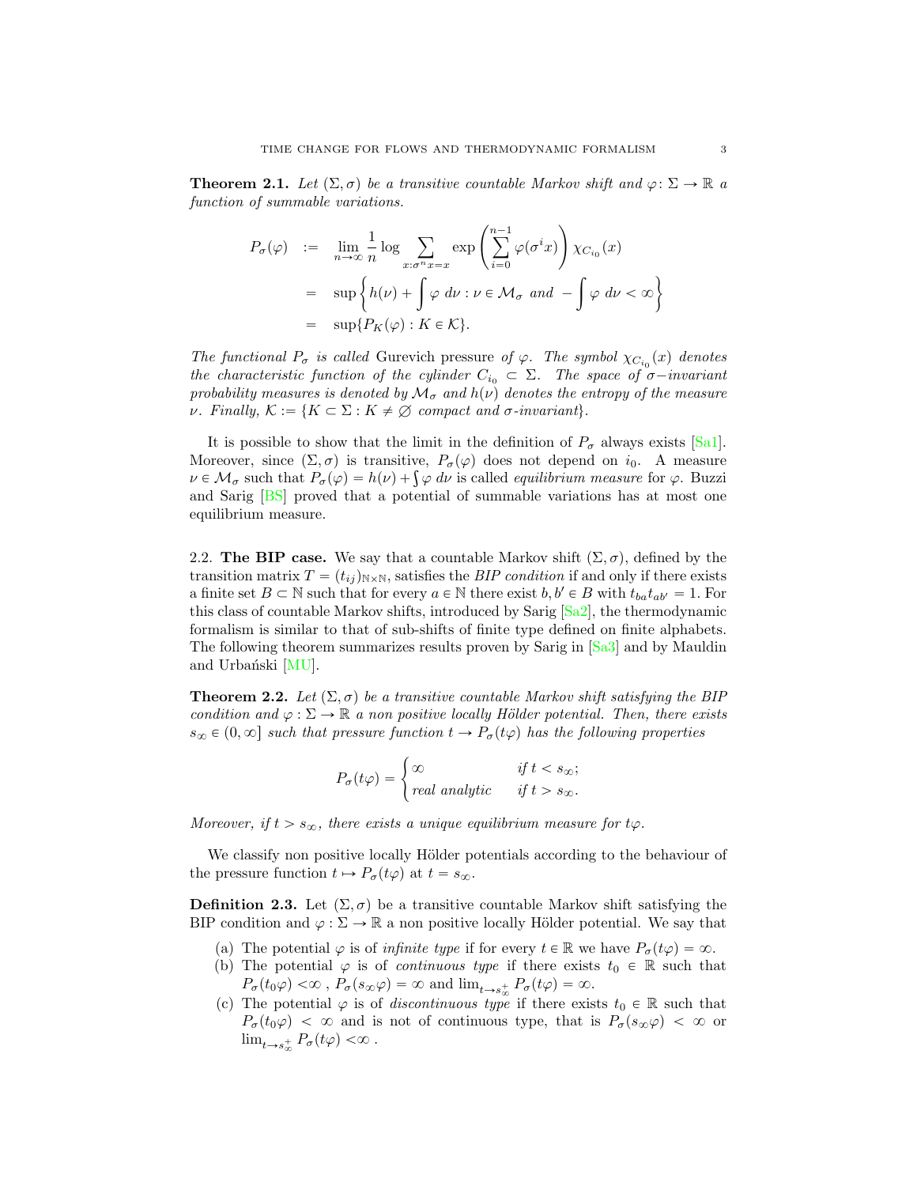**Theorem 2.1.** *Let $(\Sigma, \sigma)$ be a transitive countable Markov shift and $\varphi \colon \Sigma \to \mathbb{R}$ a function of summable variations.*

$$
\begin{aligned}
P_\sigma(\varphi) &:= \lim_{n\to\infty} \frac{1}{n} \log \sum_{x:\sigma^n x = x} \exp\left(\sum_{i=0}^{n-1} \varphi(\sigma^i x)\right) \chi_{C_{i_0}}(x) \\
&= \sup\left\{ h(\nu) + \int \varphi \, d\nu : \nu \in \mathcal{M}_\sigma \text{ and } -\int \varphi \, d\nu < \infty \right\} \\
&= \sup\{P_K(\varphi) : K \in \mathcal{K}\}.
\end{aligned}
$$

*The functional $P_\sigma$ is called* Gurevich pressure *of $\varphi$. The symbol $\chi_{C_{i_0}}(x)$ denotes the characteristic function of the cylinder $C_{i_0} \subset \Sigma$. The space of $\sigma$−invariant probability measures is denoted by $\mathcal{M}_\sigma$ and $h(\nu)$ denotes the entropy of the measure $\nu$. Finally, $\mathcal{K} := \{K \subset \Sigma : K \neq \emptyset$ compact and $\sigma$-invariant$\}$.*

It is possible to show that the limit in the definition of $P_\sigma$ always exists [Sa1]. Moreover, since $(\Sigma, \sigma)$ is transitive, $P_\sigma(\varphi)$ does not depend on $i_0$. A measure $\nu \in \mathcal{M}_\sigma$ such that $P_\sigma(\varphi) = h(\nu) + \int \varphi \, d\nu$ is called *equilibrium measure* for $\varphi$. Buzzi and Sarig [BS] proved that a potential of summable variations has at most one equilibrium measure.

2.2. **The BIP case.** We say that a countable Markov shift $(\Sigma, \sigma)$, defined by the transition matrix $T = (t_{ij})_{\mathbb{N}\times\mathbb{N}}$, satisfies the *BIP condition* if and only if there exists a finite set $B \subset \mathbb{N}$ such that for every $a \in \mathbb{N}$ there exist $b, b' \in B$ with $t_{ba}t_{ab'} = 1$. For this class of countable Markov shifts, introduced by Sarig [Sa2], the thermodynamic formalism is similar to that of sub-shifts of finite type defined on finite alphabets. The following theorem summarizes results proven by Sarig in [Sa3] and by Mauldin and Urbański [MU].

**Theorem 2.2.** *Let $(\Sigma, \sigma)$ be a transitive countable Markov shift satisfying the BIP condition and $\varphi : \Sigma \to \mathbb{R}$ a non positive locally Hölder potential. Then, there exists $s_\infty \in (0, \infty]$ such that pressure function $t \to P_\sigma(t\varphi)$ has the following properties*

$$
P_\sigma(t\varphi) = \begin{cases} \infty & \text{if } t < s_\infty; \\ \text{real analytic} & \text{if } t > s_\infty. \end{cases}
$$

*Moreover, if $t > s_\infty$, there exists a unique equilibrium measure for $t\varphi$.*

We classify non positive locally Hölder potentials according to the behaviour of the pressure function $t \mapsto P_\sigma(t\varphi)$ at $t = s_\infty$.

**Definition 2.3.** Let $(\Sigma, \sigma)$ be a transitive countable Markov shift satisfying the BIP condition and $\varphi : \Sigma \to \mathbb{R}$ a non positive locally Hölder potential. We say that

(a) The potential $\varphi$ is of *infinite type* if for every $t \in \mathbb{R}$ we have $P_\sigma(t\varphi) = \infty$.
(b) The potential $\varphi$ is of *continuous type* if there exists $t_0 \in \mathbb{R}$ such that $P_\sigma(t_0\varphi) < \infty$, $P_\sigma(s_\infty\varphi) = \infty$ and $\lim_{t\to s_\infty^+} P_\sigma(t\varphi) = \infty$.
(c) The potential $\varphi$ is of *discontinuous type* if there exists $t_0 \in \mathbb{R}$ such that $P_\sigma(t_0\varphi) < \infty$ and is not of continuous type, that is $P_\sigma(s_\infty\varphi) < \infty$ or $\lim_{t\to s_\infty^+} P_\sigma(t\varphi) < \infty$.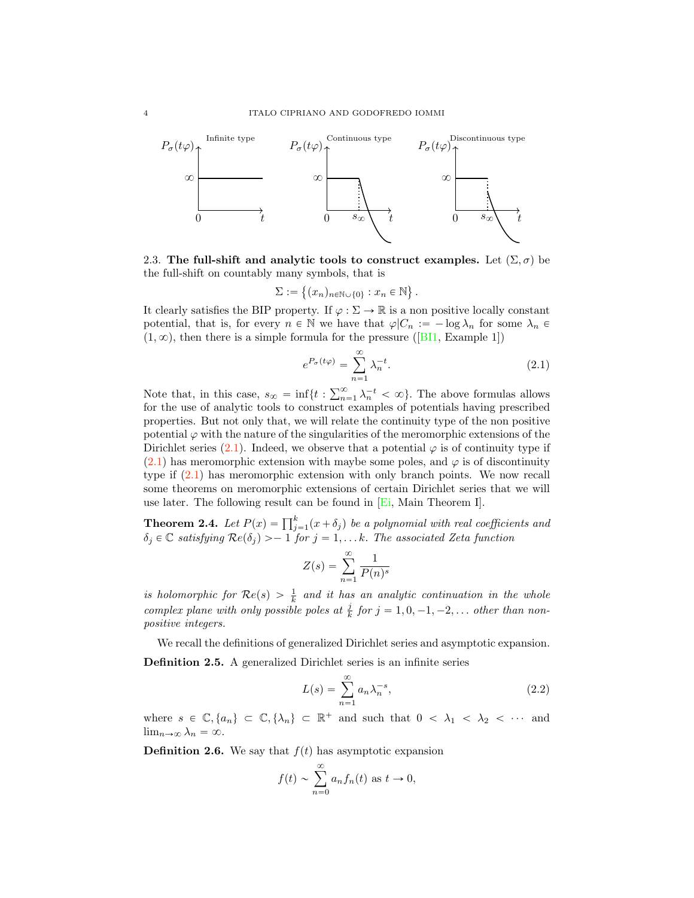### 2.3. The full-shift and analytic tools to construct examples.

Let $(\Sigma, \sigma)$ be the full-shift on countably many symbols, that is

$$\Sigma := \left\{ (x_n)_{n \in \mathbb{N} \cup \{0\}} : x_n \in \mathbb{N} \right\}.$$

It clearly satisfies the BIP property. If $\varphi : \Sigma \to \mathbb{R}$ is a non positive locally constant potential, that is, for every $n \in \mathbb{N}$ we have that $\varphi | C_n := -\log \lambda_n$ for some $\lambda_n \in (1, \infty)$, then there is a simple formula for the pressure ([BI1, Example 1])

$$e^{P_\sigma(t\varphi)} = \sum_{n=1}^{\infty} \lambda_n^{-t}. \tag{2.1}$$

Note that, in this case, $s_\infty = \inf\{t : \sum_{n=1}^{\infty} \lambda_n^{-t} < \infty\}$. The above formulas allows for the use of analytic tools to construct examples of potentials having prescribed properties. But not only that, we will relate the continuity type of the non positive potential $\varphi$ with the nature of the singularities of the meromorphic extensions of the Dirichlet series (2.1). Indeed, we observe that a potential $\varphi$ is of continuity type if (2.1) has meromorphic extension with maybe some poles, and $\varphi$ is of discontinuity type if (2.1) has meromorphic extension with only branch points. We now recall some theorems on meromorphic extensions of certain Dirichlet series that we will use later. The following result can be found in [Ei, Main Theorem I].

**Theorem 2.4.** *Let $P(x) = \prod_{j=1}^{k}(x + \delta_j)$ be a polynomial with real coefficients and $\delta_j \in \mathbb{C}$ satisfying $\mathcal{R}e(\delta_j) > -1$ for $j = 1, \ldots k$. The associated Zeta function*

$$Z(s) = \sum_{n=1}^{\infty} \frac{1}{P(n)^s}$$

*is holomorphic for $\mathcal{R}e(s) > \frac{1}{k}$ and it has an analytic continuation in the whole complex plane with only possible poles at $\frac{j}{k}$ for $j = 1, 0, -1, -2, \ldots$ other than non-positive integers.*

We recall the definitions of generalized Dirichlet series and asymptotic expansion.

**Definition 2.5.** A generalized Dirichlet series is an infinite series

$$L(s) = \sum_{n=1}^{\infty} a_n \lambda_n^{-s}, \tag{2.2}$$

where $s \in \mathbb{C}, \{a_n\} \subset \mathbb{C}, \{\lambda_n\} \subset \mathbb{R}^+$ and such that $0 < \lambda_1 < \lambda_2 < \cdots$ and $\lim_{n \to \infty} \lambda_n = \infty$.

**Definition 2.6.** We say that $f(t)$ has asymptotic expansion

$$f(t) \sim \sum_{n=0}^{\infty} a_n f_n(t) \text{ as } t \to 0,$$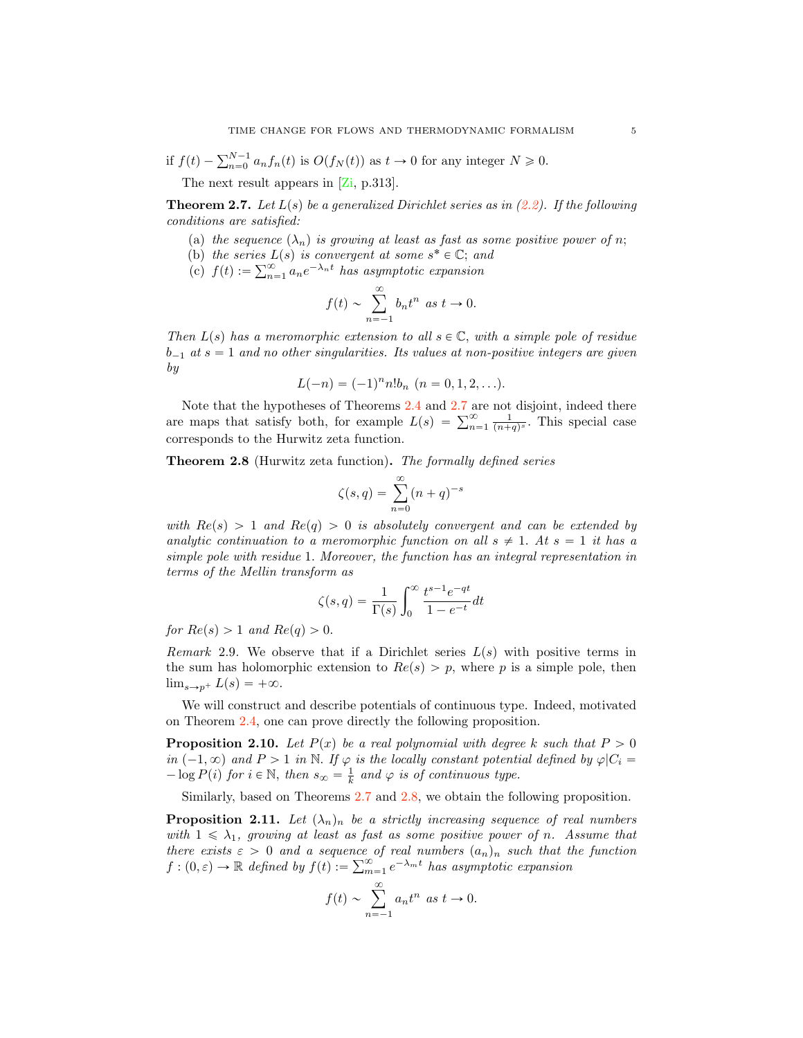if $f(t) - \sum_{n=0}^{N-1} a_n f_n(t)$ is $O(f_N(t))$ as $t \to 0$ for any integer $N \geqslant 0$.

The next result appears in [Zi, p.313].

**Theorem 2.7.** *Let $L(s)$ be a generalized Dirichlet series as in (2.2). If the following conditions are satisfied:*

(a) *the sequence $(\lambda_n)$ is growing at least as fast as some positive power of $n$;*
(b) *the series $L(s)$ is convergent at some $s^* \in \mathbb{C}$; and*
(c) *$f(t) := \sum_{n=1}^{\infty} a_n e^{-\lambda_n t}$ has asymptotic expansion*

$$f(t) \sim \sum_{n=-1}^{\infty} b_n t^n \text{ as } t \to 0.$$

*Then $L(s)$ has a meromorphic extension to all $s \in \mathbb{C}$, with a simple pole of residue $b_{-1}$ at $s = 1$ and no other singularities. Its values at non-positive integers are given by*

$$L(-n) = (-1)^n n! b_n \ (n = 0, 1, 2, \ldots).$$

Note that the hypotheses of Theorems 2.4 and 2.7 are not disjoint, indeed there are maps that satisfy both, for example $L(s) = \sum_{n=1}^{\infty} \frac{1}{(n+q)^s}$. This special case corresponds to the Hurwitz zeta function.

**Theorem 2.8** (Hurwitz zeta function)**.** *The formally defined series*

$$\zeta(s, q) = \sum_{n=0}^{\infty} (n + q)^{-s}$$

*with $Re(s) > 1$ and $Re(q) > 0$ is absolutely convergent and can be extended by analytic continuation to a meromorphic function on all $s \neq 1$. At $s = 1$ it has a simple pole with residue 1. Moreover, the function has an integral representation in terms of the Mellin transform as*

$$\zeta(s, q) = \frac{1}{\Gamma(s)} \int_0^{\infty} \frac{t^{s-1} e^{-qt}}{1 - e^{-t}} dt$$

*for $Re(s) > 1$ and $Re(q) > 0$.*

*Remark* 2.9. We observe that if a Dirichlet series $L(s)$ with positive terms in the sum has holomorphic extension to $Re(s) > p$, where $p$ is a simple pole, then $\lim_{s \to p^+} L(s) = +\infty$.

We will construct and describe potentials of continuous type. Indeed, motivated on Theorem 2.4, one can prove directly the following proposition.

**Proposition 2.10.** *Let $P(x)$ be a real polynomial with degree $k$ such that $P > 0$ in $(-1, \infty)$ and $P > 1$ in $\mathbb{N}$. If $\varphi$ is the locally constant potential defined by $\varphi|C_i = -\log P(i)$ for $i \in \mathbb{N}$, then $s_\infty = \frac{1}{k}$ and $\varphi$ is of continuous type.*

Similarly, based on Theorems 2.7 and 2.8, we obtain the following proposition.

**Proposition 2.11.** *Let $(\lambda_n)_n$ be a strictly increasing sequence of real numbers with $1 \leqslant \lambda_1$, growing at least as fast as some positive power of $n$. Assume that there exists $\varepsilon > 0$ and a sequence of real numbers $(a_n)_n$ such that the function $f : (0, \varepsilon) \to \mathbb{R}$ defined by $f(t) := \sum_{m=1}^{\infty} e^{-\lambda_m t}$ has asymptotic expansion*

$$f(t) \sim \sum_{n=-1}^{\infty} a_n t^n \text{ as } t \to 0.$$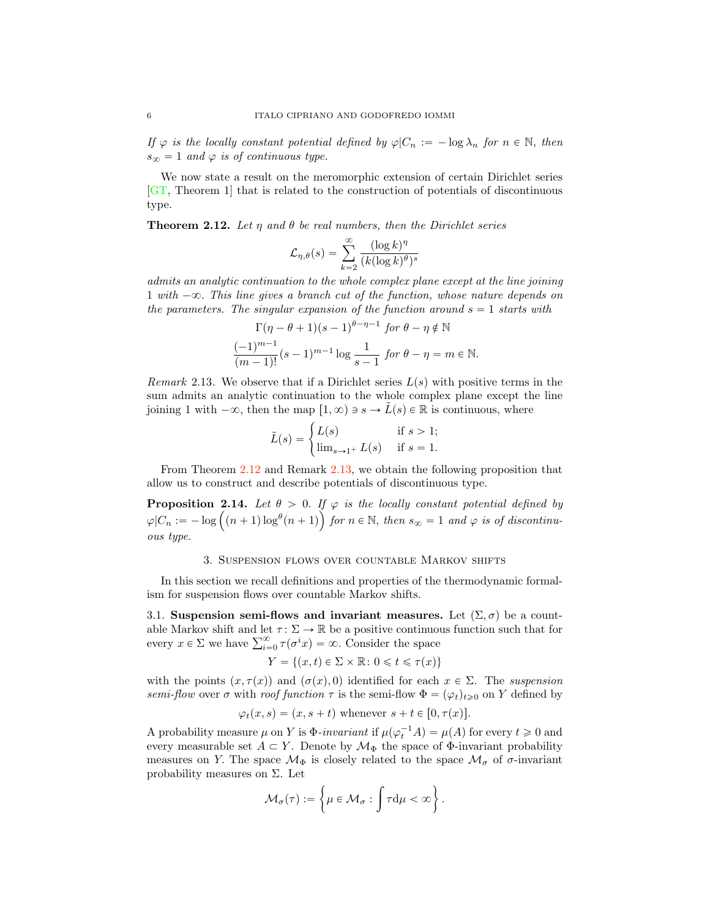*If $\varphi$ is the locally constant potential defined by $\varphi|C_n := -\log \lambda_n$ for $n \in \mathbb{N}$, then $s_\infty = 1$ and $\varphi$ is of continuous type.*

We now state a result on the meromorphic extension of certain Dirichlet series [GT, Theorem 1] that is related to the construction of potentials of discontinuous type.

**Theorem 2.12.** *Let $\eta$ and $\theta$ be real numbers, then the Dirichlet series*

$$\mathcal{L}_{\eta,\theta}(s) = \sum_{k=2}^{\infty} \frac{(\log k)^\eta}{(k(\log k)^\theta)^s}$$

*admits an analytic continuation to the whole complex plane except at the line joining 1 with $-\infty$. This line gives a branch cut of the function, whose nature depends on the parameters. The singular expansion of the function around $s = 1$ starts with*

$$\Gamma(\eta - \theta + 1)(s-1)^{\theta - \eta - 1} \text{ for } \theta - \eta \notin \mathbb{N}$$

$$\frac{(-1)^{m-1}}{(m-1)!}(s-1)^{m-1} \log \frac{1}{s-1} \text{ for } \theta - \eta = m \in \mathbb{N}.$$

*Remark* 2.13. We observe that if a Dirichlet series $L(s)$ with positive terms in the sum admits an analytic continuation to the whole complex plane except the line joining 1 with $-\infty$, then the map $[1, \infty) \ni s \to \tilde{L}(s) \in \mathbb{R}$ is continuous, where

$$\tilde{L}(s) = \begin{cases} L(s) & \text{if } s > 1; \\ \lim_{s \to 1^+} L(s) & \text{if } s = 1. \end{cases}$$

From Theorem 2.12 and Remark 2.13, we obtain the following proposition that allow us to construct and describe potentials of discontinuous type.

**Proposition 2.14.** *Let $\theta > 0$. If $\varphi$ is the locally constant potential defined by $\varphi|C_n := -\log\left((n+1)\log^\theta(n+1)\right)$ for $n \in \mathbb{N}$, then $s_\infty = 1$ and $\varphi$ is of discontinuous type.*

## 3. Suspension flows over countable Markov shifts

In this section we recall definitions and properties of the thermodynamic formalism for suspension flows over countable Markov shifts.

3.1. **Suspension semi-flows and invariant measures.** Let $(\Sigma, \sigma)$ be a countable Markov shift and let $\tau \colon \Sigma \to \mathbb{R}$ be a positive continuous function such that for every $x \in \Sigma$ we have $\sum_{i=0}^{\infty} \tau(\sigma^i x) = \infty$. Consider the space

$$Y = \{(x,t) \in \Sigma \times \mathbb{R} \colon 0 \leqslant t \leqslant \tau(x)\}$$

with the points $(x, \tau(x))$ and $(\sigma(x), 0)$ identified for each $x \in \Sigma$. The *suspension semi-flow* over $\sigma$ with *roof function* $\tau$ is the semi-flow $\Phi = (\varphi_t)_{t \geqslant 0}$ on $Y$ defined by

$$\varphi_t(x,s) = (x, s+t) \text{ whenever } s + t \in [0, \tau(x)].$$

A probability measure $\mu$ on $Y$ is $\Phi$-*invariant* if $\mu(\varphi_t^{-1} A) = \mu(A)$ for every $t \geqslant 0$ and every measurable set $A \subset Y$. Denote by $\mathcal{M}_\Phi$ the space of $\Phi$-invariant probability measures on $Y$. The space $\mathcal{M}_\Phi$ is closely related to the space $\mathcal{M}_\sigma$ of $\sigma$-invariant probability measures on $\Sigma$. Let

$$\mathcal{M}_\sigma(\tau) := \left\{ \mu \in \mathcal{M}_\sigma : \int \tau \, d\mu < \infty \right\}.$$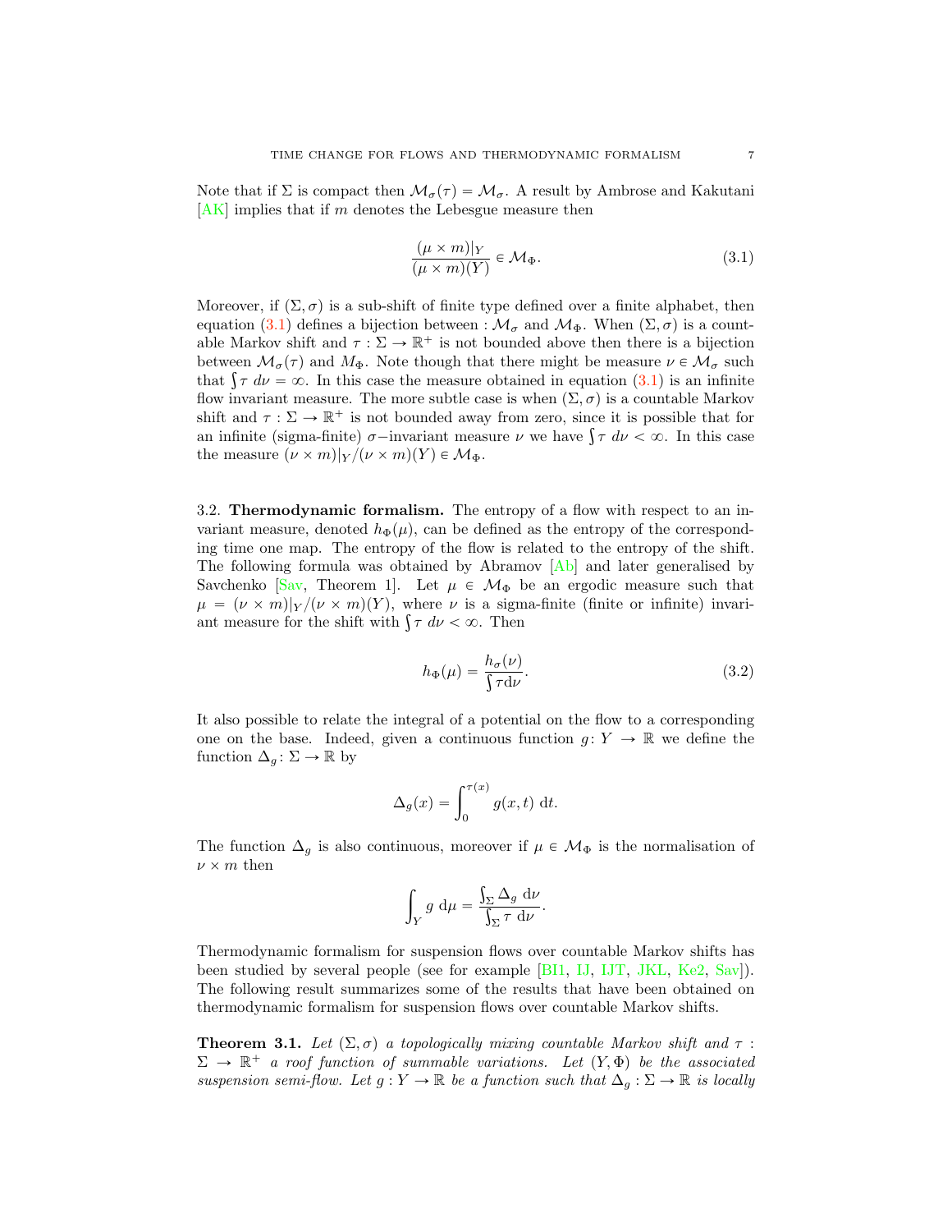Note that if $\Sigma$ is compact then $\mathcal{M}_\sigma(\tau) = \mathcal{M}_\sigma$. A result by Ambrose and Kakutani [AK] implies that if $m$ denotes the Lebesgue measure then

$$\frac{(\mu \times m)|_Y}{(\mu \times m)(Y)} \in \mathcal{M}_\Phi. \tag{3.1}$$

Moreover, if $(\Sigma, \sigma)$ is a sub-shift of finite type defined over a finite alphabet, then equation (3.1) defines a bijection between : $\mathcal{M}_\sigma$ and $\mathcal{M}_\Phi$. When $(\Sigma, \sigma)$ is a countable Markov shift and $\tau : \Sigma \to \mathbb{R}^+$ is not bounded above then there is a bijection between $\mathcal{M}_\sigma(\tau)$ and $M_\Phi$. Note though that there might be measure $\nu \in \mathcal{M}_\sigma$ such that $\int \tau \, d\nu = \infty$. In this case the measure obtained in equation (3.1) is an infinite flow invariant measure. The more subtle case is when $(\Sigma, \sigma)$ is a countable Markov shift and $\tau : \Sigma \to \mathbb{R}^+$ is not bounded away from zero, since it is possible that for an infinite (sigma-finite) $\sigma-$invariant measure $\nu$ we have $\int \tau \, d\nu < \infty$. In this case the measure $(\nu \times m)|_Y / (\nu \times m)(Y) \in \mathcal{M}_\Phi$.

3.2. **Thermodynamic formalism.** The entropy of a flow with respect to an invariant measure, denoted $h_\Phi(\mu)$, can be defined as the entropy of the corresponding time one map. The entropy of the flow is related to the entropy of the shift. The following formula was obtained by Abramov [Ab] and later generalised by Savchenko [Sav, Theorem 1]. Let $\mu \in \mathcal{M}_\Phi$ be an ergodic measure such that $\mu = (\nu \times m)|_Y / (\nu \times m)(Y)$, where $\nu$ is a sigma-finite (finite or infinite) invariant measure for the shift with $\int \tau \, d\nu < \infty$. Then

$$h_\Phi(\mu) = \frac{h_\sigma(\nu)}{\int \tau \mathrm{d}\nu}. \tag{3.2}$$

It also possible to relate the integral of a potential on the flow to a corresponding one on the base. Indeed, given a continuous function $g \colon Y \to \mathbb{R}$ we define the function $\Delta_g \colon \Sigma \to \mathbb{R}$ by

$$\Delta_g(x) = \int_0^{\tau(x)} g(x,t) \, \mathrm{d}t.$$

The function $\Delta_g$ is also continuous, moreover if $\mu \in \mathcal{M}_\Phi$ is the normalisation of $\nu \times m$ then

$$\int_Y g \, \mathrm{d}\mu = \frac{\int_\Sigma \Delta_g \, \mathrm{d}\nu}{\int_\Sigma \tau \, \mathrm{d}\nu}.$$

Thermodynamic formalism for suspension flows over countable Markov shifts has been studied by several people (see for example [BI1, IJ, IJT, JKL, Ke2, Sav]). The following result summarizes some of the results that have been obtained on thermodynamic formalism for suspension flows over countable Markov shifts.

**Theorem 3.1.** *Let $(\Sigma, \sigma)$ a topologically mixing countable Markov shift and $\tau : \Sigma \to \mathbb{R}^+$ a roof function of summable variations. Let $(Y, \Phi)$ be the associated suspension semi-flow. Let $g : Y \to \mathbb{R}$ be a function such that $\Delta_g : \Sigma \to \mathbb{R}$ is locally*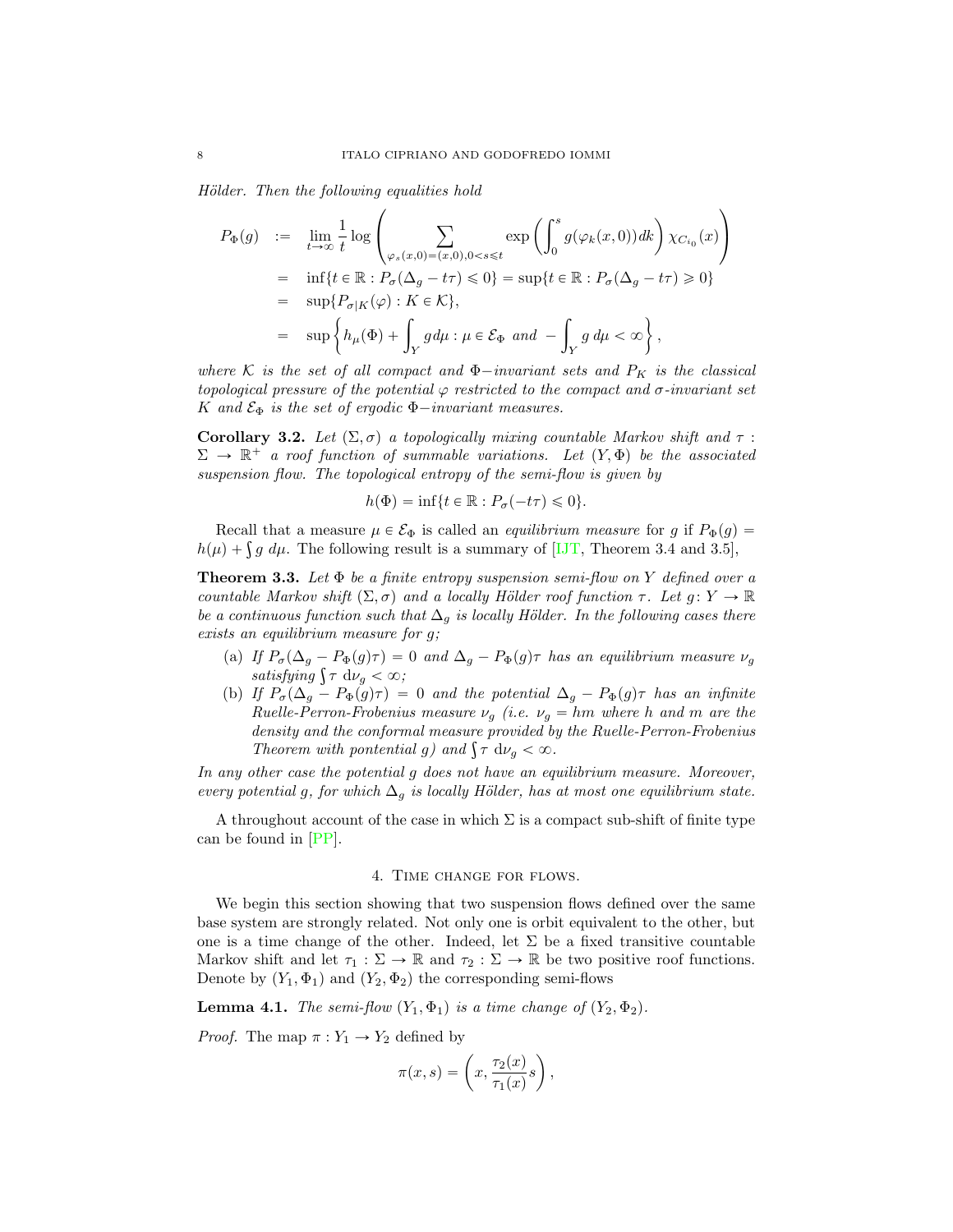*Hölder. Then the following equalities hold*

$$
\begin{aligned}
P_\Phi(g) &:= \lim_{t\to\infty} \frac{1}{t} \log \left( \sum_{\varphi_s(x,0)=(x,0), 0<s\leqslant t} \exp\left( \int_0^s g(\varphi_k(x,0))dk \right) \chi_{C_{i_0}}(x) \right) \\
&= \inf\{t \in \mathbb{R} : P_\sigma(\Delta_g - t\tau) \leqslant 0\} = \sup\{t \in \mathbb{R} : P_\sigma(\Delta_g - t\tau) \geqslant 0\} \\
&= \sup\{P_{\sigma|K}(\varphi) : K \in \mathcal{K}\}, \\
&= \sup\left\{ h_\mu(\Phi) + \int_Y g d\mu : \mu \in \mathcal{E}_\Phi \text{ and } -\int_Y g \, d\mu < \infty \right\},
\end{aligned}
$$

*where $\mathcal{K}$ is the set of all compact and $\Phi-$invariant sets and $P_K$ is the classical topological pressure of the potential $\varphi$ restricted to the compact and $\sigma$-invariant set $K$ and $\mathcal{E}_\Phi$ is the set of ergodic $\Phi-$invariant measures.*

**Corollary 3.2.** *Let $(\Sigma, \sigma)$ a topologically mixing countable Markov shift and $\tau : \Sigma \to \mathbb{R}^+$ a roof function of summable variations. Let $(Y, \Phi)$ be the associated suspension flow. The topological entropy of the semi-flow is given by*

$$
h(\Phi) = \inf\{t \in \mathbb{R} : P_\sigma(-t\tau) \leqslant 0\}.
$$

Recall that a measure $\mu \in \mathcal{E}_\Phi$ is called an *equilibrium measure* for $g$ if $P_\Phi(g) = h(\mu) + \int g \, d\mu$. The following result is a summary of [IJT, Theorem 3.4 and 3.5],

**Theorem 3.3.** *Let $\Phi$ be a finite entropy suspension semi-flow on $Y$ defined over a countable Markov shift $(\Sigma, \sigma)$ and a locally Hölder roof function $\tau$. Let $g \colon Y \to \mathbb{R}$ be a continuous function such that $\Delta_g$ is locally Hölder. In the following cases there exists an equilibrium measure for $g$;*

(a) *If $P_\sigma(\Delta_g - P_\Phi(g)\tau) = 0$ and $\Delta_g - P_\Phi(g)\tau$ has an equilibrium measure $\nu_g$ satisfying $\int \tau \, d\nu_g < \infty$;*

(b) *If $P_\sigma(\Delta_g - P_\Phi(g)\tau) = 0$ and the potential $\Delta_g - P_\Phi(g)\tau$ has an infinite Ruelle-Perron-Frobenius measure $\nu_g$ (i.e. $\nu_g = hm$ where $h$ and $m$ are the density and the conformal measure provided by the Ruelle-Perron-Frobenius Theorem with pontential $g$) and $\int \tau \, d\nu_g < \infty$.*

*In any other case the potential $g$ does not have an equilibrium measure. Moreover, every potential $g$, for which $\Delta_g$ is locally Hölder, has at most one equilibrium state.*

A throughout account of the case in which $\Sigma$ is a compact sub-shift of finite type can be found in [PP].

## 4. Time change for flows.

We begin this section showing that two suspension flows defined over the same base system are strongly related. Not only one is orbit equivalent to the other, but one is a time change of the other. Indeed, let $\Sigma$ be a fixed transitive countable Markov shift and let $\tau_1 : \Sigma \to \mathbb{R}$ and $\tau_2 : \Sigma \to \mathbb{R}$ be two positive roof functions. Denote by $(Y_1, \Phi_1)$ and $(Y_2, \Phi_2)$ the corresponding semi-flows

**Lemma 4.1.** *The semi-flow $(Y_1, \Phi_1)$ is a time change of $(Y_2, \Phi_2)$.*

*Proof.* The map $\pi : Y_1 \to Y_2$ defined by

$$
\pi(x, s) = \left( x, \frac{\tau_2(x)}{\tau_1(x)} s \right),
$$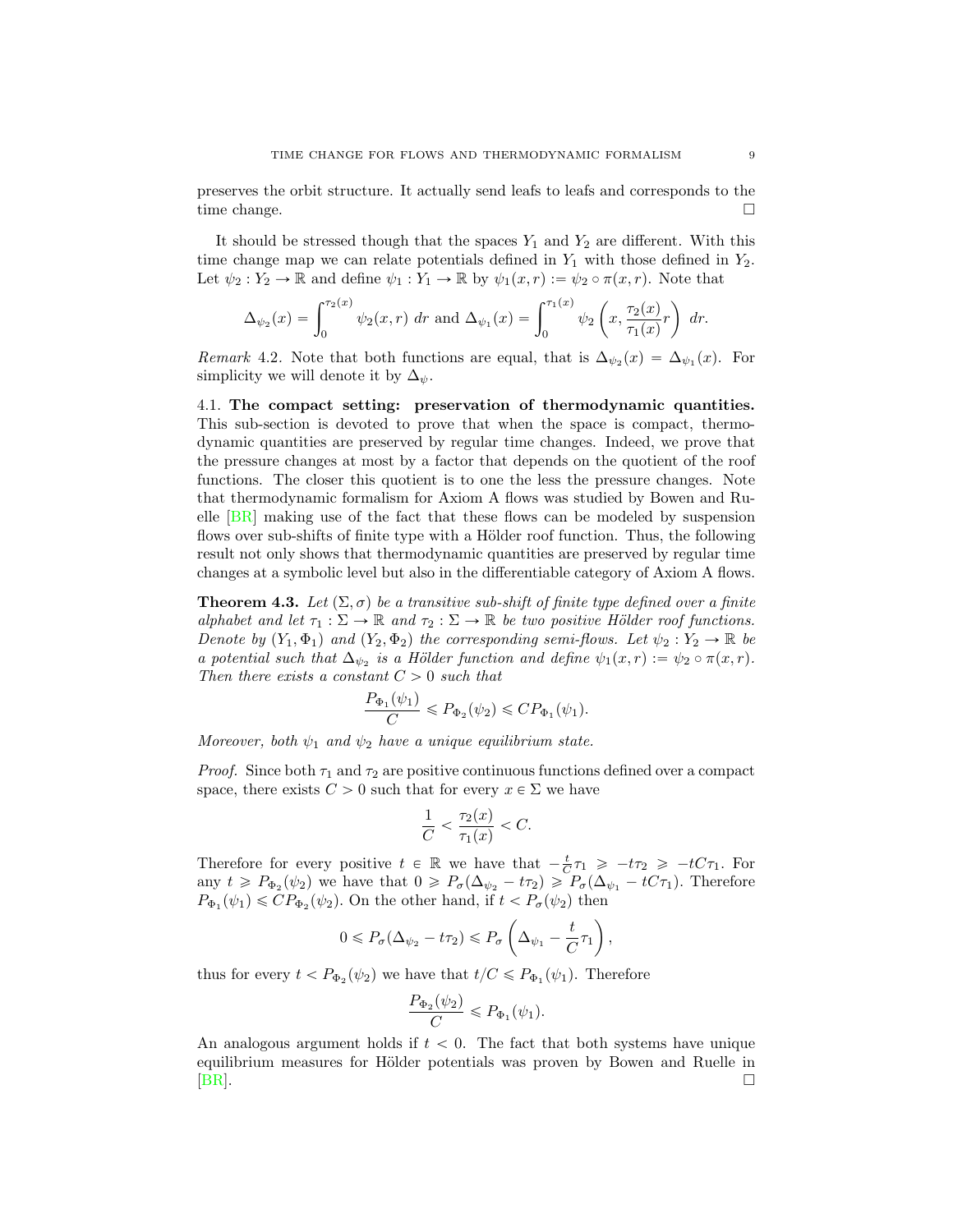preserves the orbit structure. It actually send leafs to leafs and corresponds to the time change. ∎

It should be stressed though that the spaces $Y_1$ and $Y_2$ are different. With this time change map we can relate potentials defined in $Y_1$ with those defined in $Y_2$. Let $\psi_2 : Y_2 \to \mathbb{R}$ and define $\psi_1 : Y_1 \to \mathbb{R}$ by $\psi_1(x, r) := \psi_2 \circ \pi(x, r)$. Note that

$$\Delta_{\psi_2}(x) = \int_0^{\tau_2(x)} \psi_2(x, r) \, dr \text{ and } \Delta_{\psi_1}(x) = \int_0^{\tau_1(x)} \psi_2 \left( x, \frac{\tau_2(x)}{\tau_1(x)} r \right) \, dr.$$

*Remark* 4.2. Note that both functions are equal, that is $\Delta_{\psi_2}(x) = \Delta_{\psi_1}(x)$. For simplicity we will denote it by $\Delta_\psi$.

**4.1. The compact setting: preservation of thermodynamic quantities.** This sub-section is devoted to prove that when the space is compact, thermodynamic quantities are preserved by regular time changes. Indeed, we prove that the pressure changes at most by a factor that depends on the quotient of the roof functions. The closer this quotient is to one the less the pressure changes. Note that thermodynamic formalism for Axiom A flows was studied by Bowen and Ruelle [BR] making use of the fact that these flows can be modeled by suspension flows over sub-shifts of finite type with a Hölder roof function. Thus, the following result not only shows that thermodynamic quantities are preserved by regular time changes at a symbolic level but also in the differentiable category of Axiom A flows.

**Theorem 4.3.** *Let $(\Sigma, \sigma)$ be a transitive sub-shift of finite type defined over a finite alphabet and let $\tau_1 : \Sigma \to \mathbb{R}$ and $\tau_2 : \Sigma \to \mathbb{R}$ be two positive Hölder roof functions. Denote by $(Y_1, \Phi_1)$ and $(Y_2, \Phi_2)$ the corresponding semi-flows. Let $\psi_2 : Y_2 \to \mathbb{R}$ be a potential such that $\Delta_{\psi_2}$ is a Hölder function and define $\psi_1(x, r) := \psi_2 \circ \pi(x, r)$. Then there exists a constant $C > 0$ such that*

$$\frac{P_{\Phi_1}(\psi_1)}{C} \leqslant P_{\Phi_2}(\psi_2) \leqslant C P_{\Phi_1}(\psi_1).$$

*Moreover, both $\psi_1$ and $\psi_2$ have a unique equilibrium state.*

*Proof.* Since both $\tau_1$ and $\tau_2$ are positive continuous functions defined over a compact space, there exists $C > 0$ such that for every $x \in \Sigma$ we have

$$\frac{1}{C} < \frac{\tau_2(x)}{\tau_1(x)} < C.$$

Therefore for every positive $t \in \mathbb{R}$ we have that $-\frac{t}{C}\tau_1 \geqslant -t\tau_2 \geqslant -tC\tau_1$. For any $t \geqslant P_{\Phi_2}(\psi_2)$ we have that $0 \geqslant P_\sigma(\Delta_{\psi_2} - t\tau_2) \geqslant P_\sigma(\Delta_{\psi_1} - tC\tau_1)$. Therefore $P_{\Phi_1}(\psi_1) \leqslant C P_{\Phi_2}(\psi_2)$. On the other hand, if $t < P_\sigma(\psi_2)$ then

$$0 \leqslant P_\sigma(\Delta_{\psi_2} - t\tau_2) \leqslant P_\sigma\left(\Delta_{\psi_1} - \frac{t}{C}\tau_1\right),$$

thus for every $t < P_{\Phi_2}(\psi_2)$ we have that $t/C \leqslant P_{\Phi_1}(\psi_1)$. Therefore

$$\frac{P_{\Phi_2}(\psi_2)}{C} \leqslant P_{\Phi_1}(\psi_1).$$

An analogous argument holds if $t < 0$. The fact that both systems have unique equilibrium measures for Hölder potentials was proven by Bowen and Ruelle in [BR]. ∎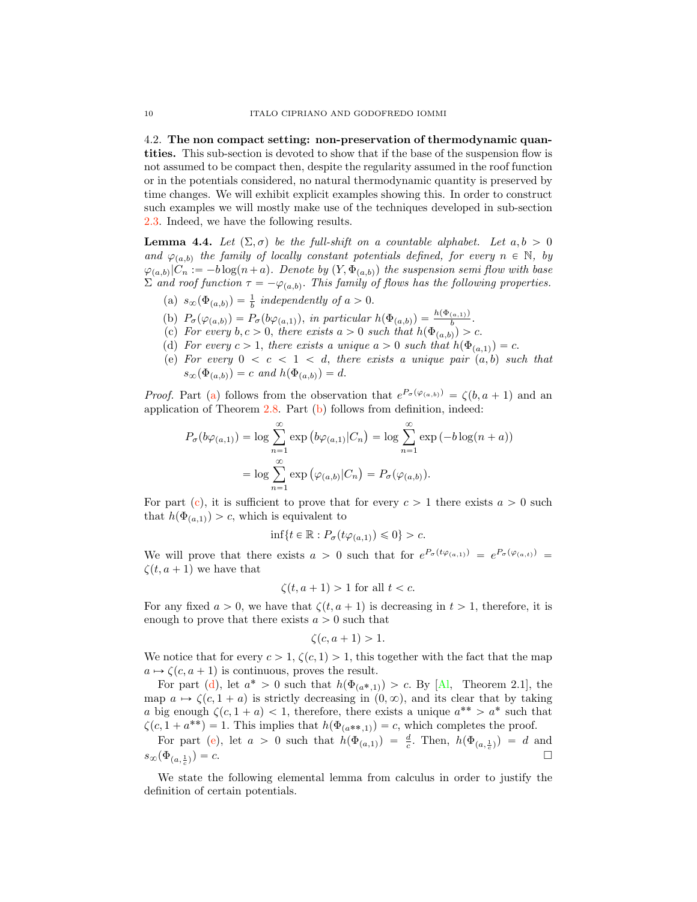4.2. **The non compact setting: non-preservation of thermodynamic quantities.** This sub-section is devoted to show that if the base of the suspension flow is not assumed to be compact then, despite the regularity assumed in the roof function or in the potentials considered, no natural thermodynamic quantity is preserved by time changes. We will exhibit explicit examples showing this. In order to construct such examples we will mostly make use of the techniques developed in sub-section 2.3. Indeed, we have the following results.

**Lemma 4.4.** *Let $(\Sigma, \sigma)$ be the full-shift on a countable alphabet. Let $a, b > 0$ and $\varphi_{(a,b)}$ the family of locally constant potentials defined, for every $n \in \mathbb{N}$, by $\varphi_{(a,b)}|C_n := -b\log(n+a)$. Denote by $(Y, \Phi_{(a,b)})$ the suspension semi flow with base $\Sigma$ and roof function $\tau = -\varphi_{(a,b)}$. This family of flows has the following properties.*

(a) *$s_\infty(\Phi_{(a,b)}) = \frac{1}{b}$ independently of $a > 0$.*
(b) *$P_\sigma(\varphi_{(a,b)}) = P_\sigma(b\varphi_{(a,1)})$, in particular $h(\Phi_{(a,b)}) = \frac{h(\Phi_{(a,1)})}{b}$.*
(c) *For every $b, c > 0$, there exists $a > 0$ such that $h(\Phi_{(a,b)}) > c$.*
(d) *For every $c > 1$, there exists a unique $a > 0$ such that $h(\Phi_{(a,1)}) = c$.*
(e) *For every $0 < c < 1 < d$, there exists a unique pair $(a, b)$ such that $s_\infty(\Phi_{(a,b)}) = c$ and $h(\Phi_{(a,b)}) = d$.*

*Proof.* Part (a) follows from the observation that $e^{P_\sigma(\varphi_{(a,b)})} = \zeta(b, a+1)$ and an application of Theorem 2.8. Part (b) follows from definition, indeed:

$$
\begin{aligned}
P_\sigma(b\varphi_{(a,1)}) &= \log \sum_{n=1}^{\infty} \exp\left(b\varphi_{(a,1)}|C_n\right) = \log \sum_{n=1}^{\infty} \exp\left(-b\log(n+a)\right) \\
&= \log \sum_{n=1}^{\infty} \exp\left(\varphi_{(a,b)}|C_n\right) = P_\sigma(\varphi_{(a,b)}).
\end{aligned}
$$

For part (c), it is sufficient to prove that for every $c > 1$ there exists $a > 0$ such that $h(\Phi_{(a,1)}) > c$, which is equivalent to

$$
\inf\{t \in \mathbb{R} : P_\sigma(t\varphi_{(a,1)}) \leqslant 0\} > c.
$$

We will prove that there exists $a > 0$ such that for $e^{P_\sigma(t\varphi_{(a,1)})} = e^{P_\sigma(\varphi_{(a,t)})} = \zeta(t, a+1)$ we have that

$$
\zeta(t, a+1) > 1 \text{ for all } t < c.
$$

For any fixed $a > 0$, we have that $\zeta(t, a+1)$ is decreasing in $t > 1$, therefore, it is enough to prove that there exists $a > 0$ such that

$$
\zeta(c, a+1) > 1.
$$

We notice that for every $c > 1$, $\zeta(c, 1) > 1$, this together with the fact that the map $a \mapsto \zeta(c, a+1)$ is continuous, proves the result.

For part (d), let $a^* > 0$ such that $h(\Phi_{(a^*,1)}) > c$. By [Al, Theorem 2.1], the map $a \mapsto \zeta(c, 1+a)$ is strictly decreasing in $(0, \infty)$, and its clear that by taking $a$ big enough $\zeta(c, 1+a) < 1$, therefore, there exists a unique $a^{**} > a^*$ such that $\zeta(c, 1+a^{**}) = 1$. This implies that $h(\Phi_{(a^{**},1)}) = c$, which completes the proof.

For part (e), let $a > 0$ such that $h(\Phi_{(a,1)}) = \frac{d}{c}$. Then, $h(\Phi_{(a,\frac{1}{c})}) = d$ and $s_\infty(\Phi_{(a,\frac{1}{c})}) = c$. □

We state the following elemental lemma from calculus in order to justify the definition of certain potentials.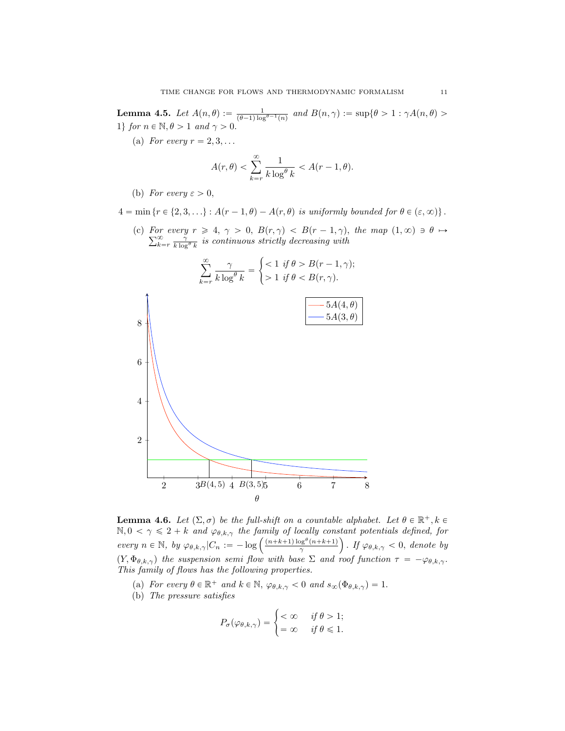**Lemma 4.5.** *Let $A(n, \theta) := \frac{1}{(\theta-1)\log^{\theta-1}(n)}$ and $B(n, \gamma) := \sup\{\theta > 1 : \gamma A(n, \theta) > 1\}$ for $n \in \mathbb{N}, \theta > 1$ and $\gamma > 0$.*

(a) *For every $r = 2, 3, \ldots$*

$$A(r, \theta) < \sum_{k=r}^{\infty} \frac{1}{k \log^{\theta} k} < A(r-1, \theta).$$

(b) *For every $\varepsilon > 0$,*

$$4 = \min\{r \in \{2, 3, \ldots\} : A(r-1, \theta) - A(r, \theta) \text{ is uniformly bounded for } \theta \in (\varepsilon, \infty)\}.$$

(c) *For every $r \geqslant 4$, $\gamma > 0$, $B(r, \gamma) < B(r-1, \gamma)$, the map $(1, \infty) \ni \theta \mapsto \sum_{k=r}^{\infty} \frac{\gamma}{k \log^{\theta} k}$ is continuous strictly decreasing with*

$$\sum_{k=r}^{\infty} \frac{\gamma}{k \log^{\theta} k} = \begin{cases} < 1 \text{ if } \theta > B(r-1, \gamma); \\ > 1 \text{ if } \theta < B(r, \gamma). \end{cases}$$

**Lemma 4.6.** *Let $(\Sigma, \sigma)$ be the full-shift on a countable alphabet. Let $\theta \in \mathbb{R}^{+}, k \in \mathbb{N}, 0 < \gamma \leqslant 2 + k$ and $\varphi_{\theta,k,\gamma}$ the family of locally constant potentials defined, for every $n \in \mathbb{N}$, by $\varphi_{\theta,k,\gamma}|C_n := -\log\left(\frac{(n+k+1)\log^{\theta}(n+k+1)}{\gamma}\right)$. If $\varphi_{\theta,k,\gamma} < 0$, denote by $(Y, \Phi_{\theta,k,\gamma})$ the suspension semi flow with base $\Sigma$ and roof function $\tau = -\varphi_{\theta,k,\gamma}$. This family of flows has the following properties.*

(a) *For every $\theta \in \mathbb{R}^{+}$ and $k \in \mathbb{N}$, $\varphi_{\theta,k,\gamma} < 0$ and $s_{\infty}(\Phi_{\theta,k,\gamma}) = 1$.*

(b) *The pressure satisfies*

$$P_{\sigma}(\varphi_{\theta,k,\gamma}) = \begin{cases} < \infty & \text{if } \theta > 1; \\ = \infty & \text{if } \theta \leqslant 1. \end{cases}$$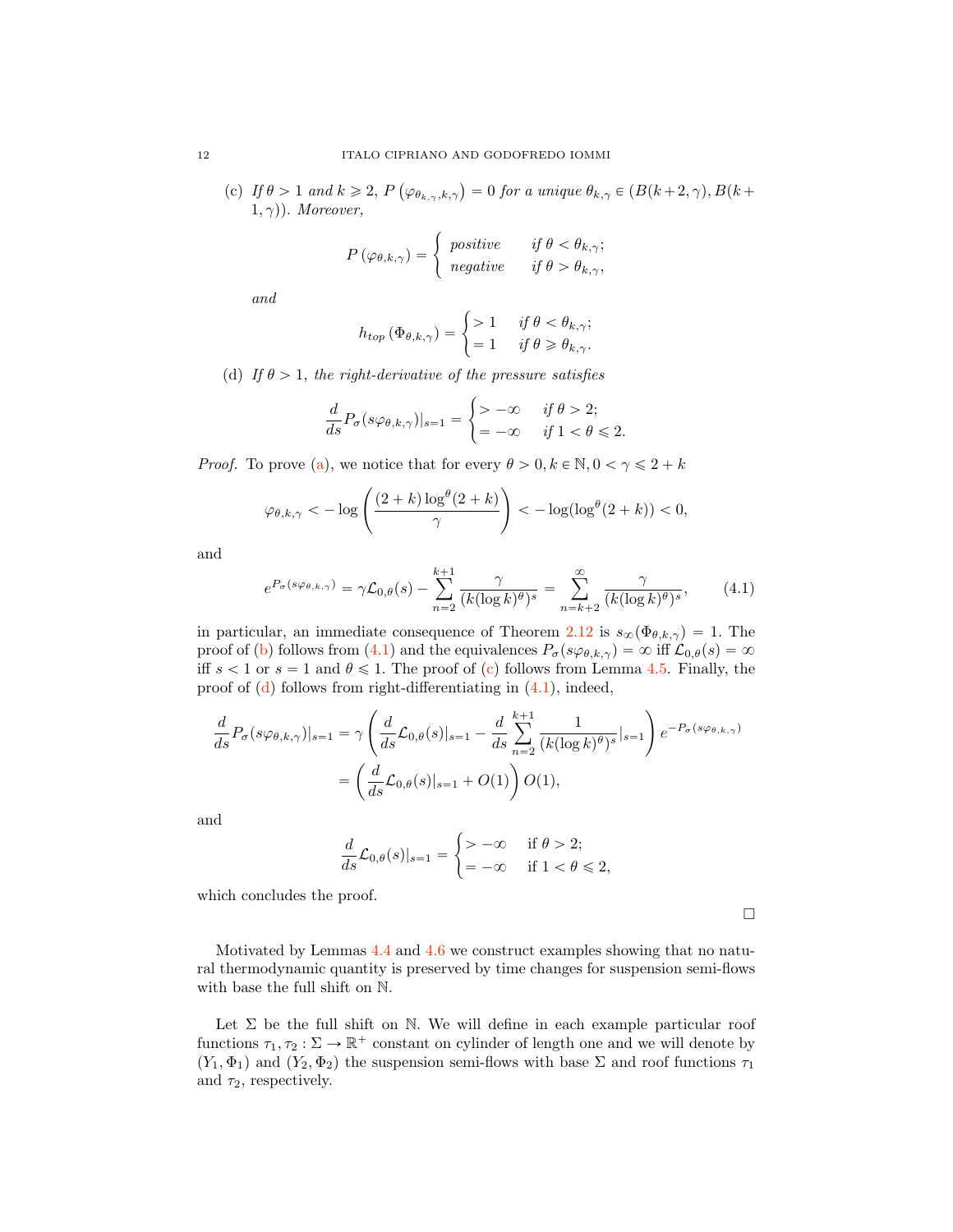(c) *If $\theta > 1$ and $k \geqslant 2$, $P\left(\varphi_{\theta_{k,\gamma},k,\gamma}\right) = 0$ for a unique $\theta_{k,\gamma} \in (B(k+2,\gamma), B(k+1,\gamma))$. Moreover,*

$$P\left(\varphi_{\theta,k,\gamma}\right) = \begin{cases} \textit{positive} & \textit{if } \theta < \theta_{k,\gamma}; \\ \textit{negative} & \textit{if } \theta > \theta_{k,\gamma}, \end{cases}$$

*and*

$$h_{top}\left(\Phi_{\theta,k,\gamma}\right) = \begin{cases} > 1 & \textit{if } \theta < \theta_{k,\gamma}; \\ = 1 & \textit{if } \theta \geqslant \theta_{k,\gamma}. \end{cases}$$

(d) *If $\theta > 1$, the right-derivative of the pressure satisfies*

$$\frac{d}{ds} P_\sigma(s\varphi_{\theta,k,\gamma})|_{s=1} = \begin{cases} > -\infty & \textit{if } \theta > 2; \\ = -\infty & \textit{if } 1 < \theta \leqslant 2. \end{cases}$$

*Proof.* To prove (a), we notice that for every $\theta > 0, k \in \mathbb{N}, 0 < \gamma \leqslant 2+k$

$$\varphi_{\theta,k,\gamma} < -\log\left(\frac{(2+k)\log^\theta(2+k)}{\gamma}\right) < -\log(\log^\theta(2+k)) < 0,$$

and

$$e^{P_\sigma(s\varphi_{\theta,k,\gamma})} = \gamma \mathcal{L}_{0,\theta}(s) - \sum_{n=2}^{k+1} \frac{\gamma}{(k(\log k)^\theta)^s} = \sum_{n=k+2}^{\infty} \frac{\gamma}{(k(\log k)^\theta)^s}, \tag{4.1}$$

in particular, an immediate consequence of Theorem 2.12 is $s_\infty(\Phi_{\theta,k,\gamma}) = 1$. The proof of (b) follows from (4.1) and the equivalences $P_\sigma(s\varphi_{\theta,k,\gamma}) = \infty$ iff $\mathcal{L}_{0,\theta}(s) = \infty$ iff $s < 1$ or $s = 1$ and $\theta \leqslant 1$. The proof of (c) follows from Lemma 4.5. Finally, the proof of (d) follows from right-differentiating in (4.1), indeed,

$$\begin{aligned}
\frac{d}{ds} P_\sigma(s\varphi_{\theta,k,\gamma})|_{s=1} &= \gamma\left(\frac{d}{ds}\mathcal{L}_{0,\theta}(s)|_{s=1} - \frac{d}{ds}\sum_{n=2}^{k+1}\frac{1}{(k(\log k)^\theta)^s}|_{s=1}\right) e^{-P_\sigma(s\varphi_{\theta,k,\gamma})} \\
&= \left(\frac{d}{ds}\mathcal{L}_{0,\theta}(s)|_{s=1} + O(1)\right) O(1),
\end{aligned}$$

and

$$\frac{d}{ds}\mathcal{L}_{0,\theta}(s)|_{s=1} = \begin{cases} > -\infty & \text{if } \theta > 2; \\ = -\infty & \text{if } 1 < \theta \leqslant 2, \end{cases}$$

which concludes the proof.

□

Motivated by Lemmas 4.4 and 4.6 we construct examples showing that no natural thermodynamic quantity is preserved by time changes for suspension semi-flows with base the full shift on $\mathbb{N}$.

Let $\Sigma$ be the full shift on $\mathbb{N}$. We will define in each example particular roof functions $\tau_1, \tau_2 : \Sigma \to \mathbb{R}^+$ constant on cylinder of length one and we will denote by $(Y_1, \Phi_1)$ and $(Y_2, \Phi_2)$ the suspension semi-flows with base $\Sigma$ and roof functions $\tau_1$ and $\tau_2$, respectively.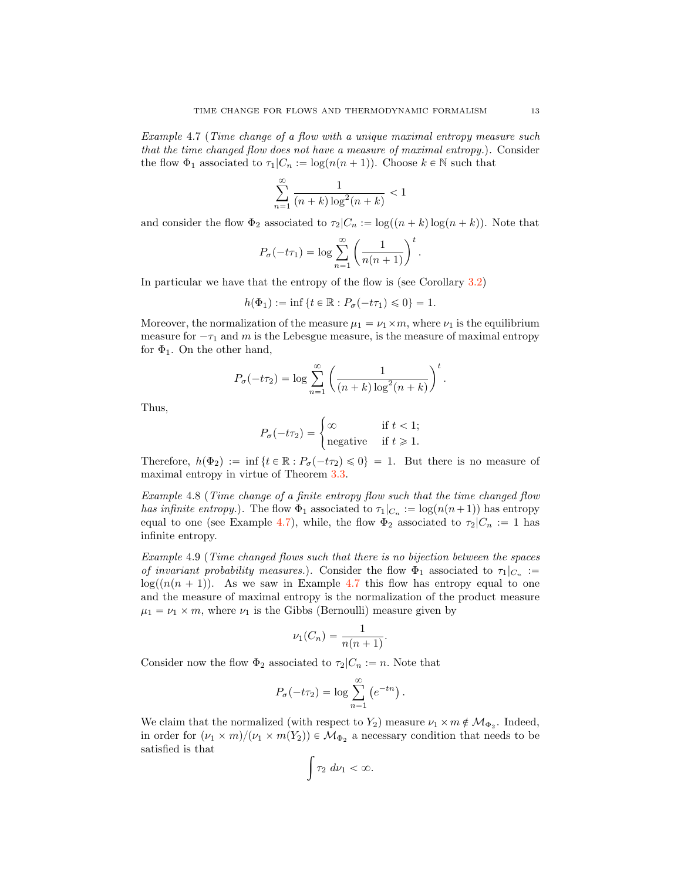*Example* 4.7 (*Time change of a flow with a unique maximal entropy measure such that the time changed flow does not have a measure of maximal entropy.*). Consider the flow $\Phi_1$ associated to $\tau_1|C_n := \log(n(n+1))$. Choose $k \in \mathbb{N}$ such that

$$\sum_{n=1}^{\infty} \frac{1}{(n+k)\log^2(n+k)} < 1$$

and consider the flow $\Phi_2$ associated to $\tau_2|C_n := \log((n+k)\log(n+k))$. Note that

$$P_\sigma(-t\tau_1) = \log \sum_{n=1}^{\infty} \left( \frac{1}{n(n+1)} \right)^t .$$

In particular we have that the entropy of the flow is (see Corollary 3.2)

$$h(\Phi_1) := \inf \{ t \in \mathbb{R} : P_\sigma(-t\tau_1) \leqslant 0 \} = 1.$$

Moreover, the normalization of the measure $\mu_1 = \nu_1 \times m$, where $\nu_1$ is the equilibrium measure for $-\tau_1$ and $m$ is the Lebesgue measure, is the measure of maximal entropy for $\Phi_1$. On the other hand,

$$P_\sigma(-t\tau_2) = \log \sum_{n=1}^{\infty} \left( \frac{1}{(n+k)\log^2(n+k)} \right)^t .$$

Thus,

$$P_\sigma(-t\tau_2) = \begin{cases} \infty & \text{if } t < 1; \\ \text{negative} & \text{if } t \geqslant 1. \end{cases}$$

Therefore, $h(\Phi_2) := \inf \{ t \in \mathbb{R} : P_\sigma(-t\tau_2) \leqslant 0 \} = 1$. But there is no measure of maximal entropy in virtue of Theorem 3.3.

*Example* 4.8 (*Time change of a finite entropy flow such that the time changed flow has infinite entropy.*). The flow $\Phi_1$ associated to $\tau_1|_{C_n} := \log(n(n+1))$ has entropy equal to one (see Example 4.7), while, the flow $\Phi_2$ associated to $\tau_2|C_n := 1$ has infinite entropy.

*Example* 4.9 (*Time changed flows such that there is no bijection between the spaces of invariant probability measures.*). Consider the flow $\Phi_1$ associated to $\tau_1|_{C_n} := \log((n(n+1))$. As we saw in Example 4.7 this flow has entropy equal to one and the measure of maximal entropy is the normalization of the product measure $\mu_1 = \nu_1 \times m$, where $\nu_1$ is the Gibbs (Bernoulli) measure given by

$$\nu_1(C_n) = \frac{1}{n(n+1)}.$$

Consider now the flow $\Phi_2$ associated to $\tau_2|C_n := n$. Note that

$$P_\sigma(-t\tau_2) = \log \sum_{n=1}^{\infty} \left( e^{-tn} \right).$$

We claim that the normalized (with respect to $Y_2$) measure $\nu_1 \times m \notin \mathcal{M}_{\Phi_2}$. Indeed, in order for $(\nu_1 \times m)/(\nu_1 \times m(Y_2)) \in \mathcal{M}_{\Phi_2}$ a necessary condition that needs to be satisfied is that

$$\int \tau_2 \, d\nu_1 < \infty.$$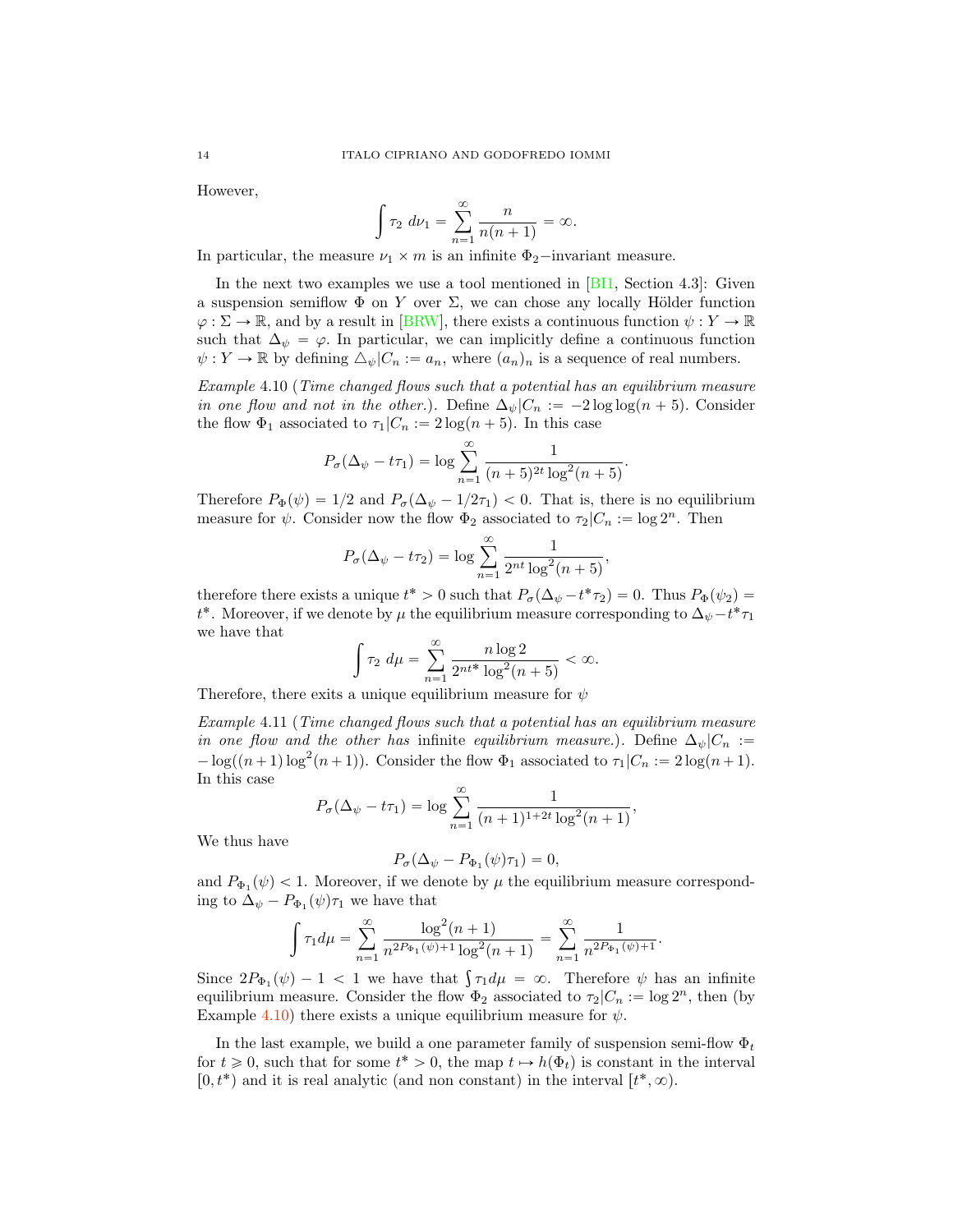However,

$$\int \tau_2 \, d\nu_1 = \sum_{n=1}^{\infty} \frac{n}{n(n+1)} = \infty.$$

In particular, the measure $\nu_1 \times m$ is an infinite $\Phi_2-$invariant measure.

In the next two examples we use a tool mentioned in [BI1, Section 4.3]: Given a suspension semiflow $\Phi$ on $Y$ over $\Sigma$, we can chose any locally Hölder function $\varphi : \Sigma \to \mathbb{R}$, and by a result in [BRW], there exists a continuous function $\psi : Y \to \mathbb{R}$ such that $\Delta_\psi = \varphi$. In particular, we can implicitly define a continuous function $\psi : Y \to \mathbb{R}$ by defining $\triangle_\psi | C_n := a_n$, where $(a_n)_n$ is a sequence of real numbers.

*Example* 4.10 (*Time changed flows such that a potential has an equilibrium measure in one flow and not in the other.*). Define $\Delta_\psi | C_n := -2 \log \log(n+5)$. Consider the flow $\Phi_1$ associated to $\tau_1 | C_n := 2 \log(n+5)$. In this case

$$P_\sigma(\Delta_\psi - t\tau_1) = \log \sum_{n=1}^{\infty} \frac{1}{(n+5)^{2t} \log^2(n+5)}.$$

Therefore $P_\Phi(\psi) = 1/2$ and $P_\sigma(\Delta_\psi - 1/2\tau_1) < 0$. That is, there is no equilibrium measure for $\psi$. Consider now the flow $\Phi_2$ associated to $\tau_2 | C_n := \log 2^n$. Then

$$P_\sigma(\Delta_\psi - t\tau_2) = \log \sum_{n=1}^{\infty} \frac{1}{2^{nt} \log^2(n+5)},$$

therefore there exists a unique $t^* > 0$ such that $P_\sigma(\Delta_\psi - t^*\tau_2) = 0$. Thus $P_\Phi(\psi_2) = t^*$. Moreover, if we denote by $\mu$ the equilibrium measure corresponding to $\Delta_\psi - t^*\tau_1$ we have that

$$\int \tau_2 \, d\mu = \sum_{n=1}^{\infty} \frac{n \log 2}{2^{nt^*} \log^2(n+5)} < \infty.$$

Therefore, there exits a unique equilibrium measure for $\psi$

*Example* 4.11 (*Time changed flows such that a potential has an equilibrium measure in one flow and the other has* infinite *equilibrium measure.*). Define $\Delta_\psi | C_n := -\log((n+1)\log^2(n+1))$. Consider the flow $\Phi_1$ associated to $\tau_1 | C_n := 2\log(n+1)$. In this case

$$P_\sigma(\Delta_\psi - t\tau_1) = \log \sum_{n=1}^{\infty} \frac{1}{(n+1)^{1+2t} \log^2(n+1)},$$

We thus have

$$P_\sigma(\Delta_\psi - P_{\Phi_1}(\psi)\tau_1) = 0,$$

and $P_{\Phi_1}(\psi) < 1$. Moreover, if we denote by $\mu$ the equilibrium measure corresponding to $\Delta_\psi - P_{\Phi_1}(\psi)\tau_1$ we have that

$$\int \tau_1 d\mu = \sum_{n=1}^{\infty} \frac{\log^2(n+1)}{n^{2P_{\Phi_1}(\psi)+1} \log^2(n+1)} = \sum_{n=1}^{\infty} \frac{1}{n^{2P_{\Phi_1}(\psi)+1}}.$$

Since $2P_{\Phi_1}(\psi) - 1 < 1$ we have that $\int \tau_1 d\mu = \infty$. Therefore $\psi$ has an infinite equilibrium measure. Consider the flow $\Phi_2$ associated to $\tau_2 | C_n := \log 2^n$, then (by Example 4.10) there exists a unique equilibrium measure for $\psi$.

In the last example, we build a one parameter family of suspension semi-flow $\Phi_t$ for $t \geqslant 0$, such that for some $t^* > 0$, the map $t \mapsto h(\Phi_t)$ is constant in the interval $[0, t^*)$ and it is real analytic (and non constant) in the interval $[t^*, \infty)$.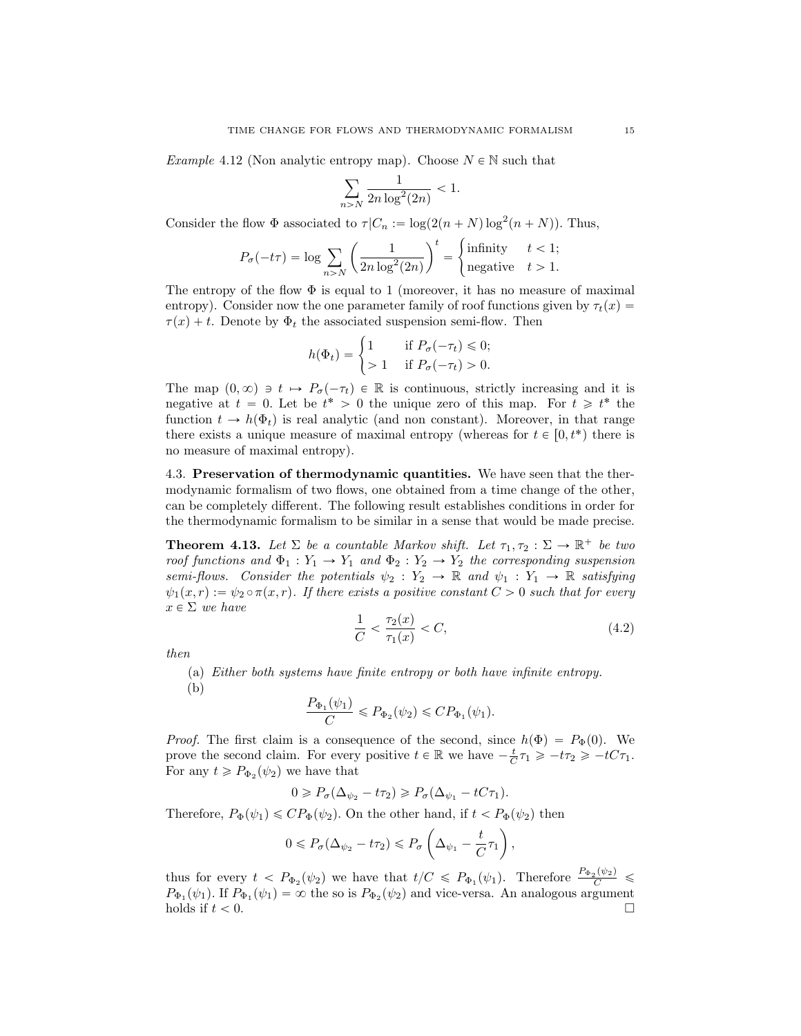*Example* 4.12 (Non analytic entropy map). Choose $N \in \mathbb{N}$ such that

$$\sum_{n>N} \frac{1}{2n \log^2(2n)} < 1.$$

Consider the flow $\Phi$ associated to $\tau | C_n := \log(2(n+N)\log^2(n+N))$. Thus,

$$P_\sigma(-t\tau) = \log \sum_{n>N} \left( \frac{1}{2n \log^2(2n)} \right)^t = \begin{cases} \text{infinity} & t < 1; \\ \text{negative} & t > 1. \end{cases}$$

The entropy of the flow $\Phi$ is equal to 1 (moreover, it has no measure of maximal entropy). Consider now the one parameter family of roof functions given by $\tau_t(x) = \tau(x) + t$. Denote by $\Phi_t$ the associated suspension semi-flow. Then

$$h(\Phi_t) = \begin{cases} 1 & \text{if } P_\sigma(-\tau_t) \leqslant 0; \\ > 1 & \text{if } P_\sigma(-\tau_t) > 0. \end{cases}$$

The map $(0, \infty) \ni t \mapsto P_\sigma(-\tau_t) \in \mathbb{R}$ is continuous, strictly increasing and it is negative at $t = 0$. Let be $t^* > 0$ the unique zero of this map. For $t \geqslant t^*$ the function $t \to h(\Phi_t)$ is real analytic (and non constant). Moreover, in that range there exists a unique measure of maximal entropy (whereas for $t \in [0, t^*)$ there is no measure of maximal entropy).

## 4.3. Preservation of thermodynamic quantities.

We have seen that the thermodynamic formalism of two flows, one obtained from a time change of the other, can be completely different. The following result establishes conditions in order for the thermodynamic formalism to be similar in a sense that would be made precise.

**Theorem 4.13.** *Let $\Sigma$ be a countable Markov shift. Let $\tau_1, \tau_2 : \Sigma \to \mathbb{R}^+$ be two roof functions and $\Phi_1 : Y_1 \to Y_1$ and $\Phi_2 : Y_2 \to Y_2$ the corresponding suspension semi-flows. Consider the potentials $\psi_2 : Y_2 \to \mathbb{R}$ and $\psi_1 : Y_1 \to \mathbb{R}$ satisfying $\psi_1(x, r) := \psi_2 \circ \pi(x, r)$. If there exists a positive constant $C > 0$ such that for every $x \in \Sigma$ we have*

$$\frac{1}{C} < \frac{\tau_2(x)}{\tau_1(x)} < C, \tag{4.2}$$

*then*

(a) *Either both systems have finite entropy or both have infinite entropy.*

(b)
$$\frac{P_{\Phi_1}(\psi_1)}{C} \leqslant P_{\Phi_2}(\psi_2) \leqslant C P_{\Phi_1}(\psi_1).$$

*Proof.* The first claim is a consequence of the second, since $h(\Phi) = P_\Phi(0)$. We prove the second claim. For every positive $t \in \mathbb{R}$ we have $-\frac{t}{C}\tau_1 \geqslant -t\tau_2 \geqslant -tC\tau_1$. For any $t \geqslant P_{\Phi_2}(\psi_2)$ we have that

$$0 \geqslant P_\sigma(\Delta_{\psi_2} - t\tau_2) \geqslant P_\sigma(\Delta_{\psi_1} - tC\tau_1).$$

Therefore, $P_\Phi(\psi_1) \leqslant C P_\Phi(\psi_2)$. On the other hand, if $t < P_\Phi(\psi_2)$ then

$$0 \leqslant P_\sigma(\Delta_{\psi_2} - t\tau_2) \leqslant P_\sigma\left( \Delta_{\psi_1} - \frac{t}{C}\tau_1 \right),$$

thus for every $t < P_{\Phi_2}(\psi_2)$ we have that $t/C \leqslant P_{\Phi_1}(\psi_1)$. Therefore $\frac{P_{\Phi_2}(\psi_2)}{C} \leqslant P_{\Phi_1}(\psi_1)$. If $P_{\Phi_1}(\psi_1) = \infty$ the so is $P_{\Phi_2}(\psi_2)$ and vice-versa. An analogous argument holds if $t < 0$. □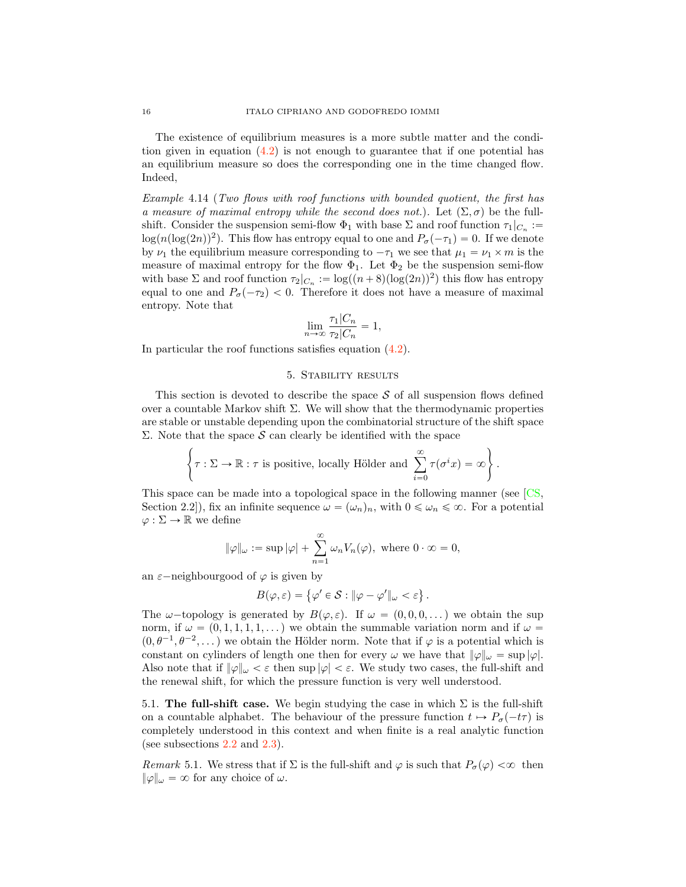The existence of equilibrium measures is a more subtle matter and the condition given in equation (4.2) is not enough to guarantee that if one potential has an equilibrium measure so does the corresponding one in the time changed flow. Indeed,

*Example* 4.14 (*Two flows with roof functions with bounded quotient, the first has a measure of maximal entropy while the second does not.*). Let $(\Sigma, \sigma)$ be the full-shift. Consider the suspension semi-flow $\Phi_1$ with base $\Sigma$ and roof function $\tau_1|_{C_n} := \log(n(\log(2n))^2)$. This flow has entropy equal to one and $P_\sigma(-\tau_1) = 0$. If we denote by $\nu_1$ the equilibrium measure corresponding to $-\tau_1$ we see that $\mu_1 = \nu_1 \times m$ is the measure of maximal entropy for the flow $\Phi_1$. Let $\Phi_2$ be the suspension semi-flow with base $\Sigma$ and roof function $\tau_2|_{C_n} := \log((n+8)(\log(2n))^2)$ this flow has entropy equal to one and $P_\sigma(-\tau_2) < 0$. Therefore it does not have a measure of maximal entropy. Note that

$$\lim_{n \to \infty} \frac{\tau_1 | C_n}{\tau_2 | C_n} = 1,$$

In particular the roof functions satisfies equation (4.2).

## 5. Stability results

This section is devoted to describe the space $\mathcal{S}$ of all suspension flows defined over a countable Markov shift $\Sigma$. We will show that the thermodynamic properties are stable or unstable depending upon the combinatorial structure of the shift space $\Sigma$. Note that the space $\mathcal{S}$ can clearly be identified with the space

$$\left\{ \tau : \Sigma \to \mathbb{R} : \tau \text{ is positive, locally Hölder and } \sum_{i=0}^{\infty} \tau(\sigma^i x) = \infty \right\}.$$

This space can be made into a topological space in the following manner (see [CS, Section 2.2]), fix an infinite sequence $\omega = (\omega_n)_n$, with $0 \leqslant \omega_n \leqslant \infty$. For a potential $\varphi : \Sigma \to \mathbb{R}$ we define

$$\|\varphi\|_\omega := \sup |\varphi| + \sum_{n=1}^{\infty} \omega_n V_n(\varphi), \text{ where } 0 \cdot \infty = 0,$$

an $\varepsilon-$neighbourgood of $\varphi$ is given by

$$B(\varphi, \varepsilon) = \left\{ \varphi' \in \mathcal{S} : \|\varphi - \varphi'\|_\omega < \varepsilon \right\}.$$

The $\omega-$topology is generated by $B(\varphi, \varepsilon)$. If $\omega = (0, 0, 0, \dots)$ we obtain the sup norm, if $\omega = (0, 1, 1, 1, 1, \dots)$ we obtain the summable variation norm and if $\omega = (0, \theta^{-1}, \theta^{-2}, \dots)$ we obtain the Hölder norm. Note that if $\varphi$ is a potential which is constant on cylinders of length one then for every $\omega$ we have that $\|\varphi\|_\omega = \sup |\varphi|$. Also note that if $\|\varphi\|_\omega < \varepsilon$ then $\sup |\varphi| < \varepsilon$. We study two cases, the full-shift and the renewal shift, for which the pressure function is very well understood.

### 5.1. The full-shift case.

We begin studying the case in which $\Sigma$ is the full-shift on a countable alphabet. The behaviour of the pressure function $t \mapsto P_\sigma(-t\tau)$ is completely understood in this context and when finite is a real analytic function (see subsections 2.2 and 2.3).

*Remark* 5.1. We stress that if $\Sigma$ is the full-shift and $\varphi$ is such that $P_\sigma(\varphi) < \infty$ then $\|\varphi\|_\omega = \infty$ for any choice of $\omega$.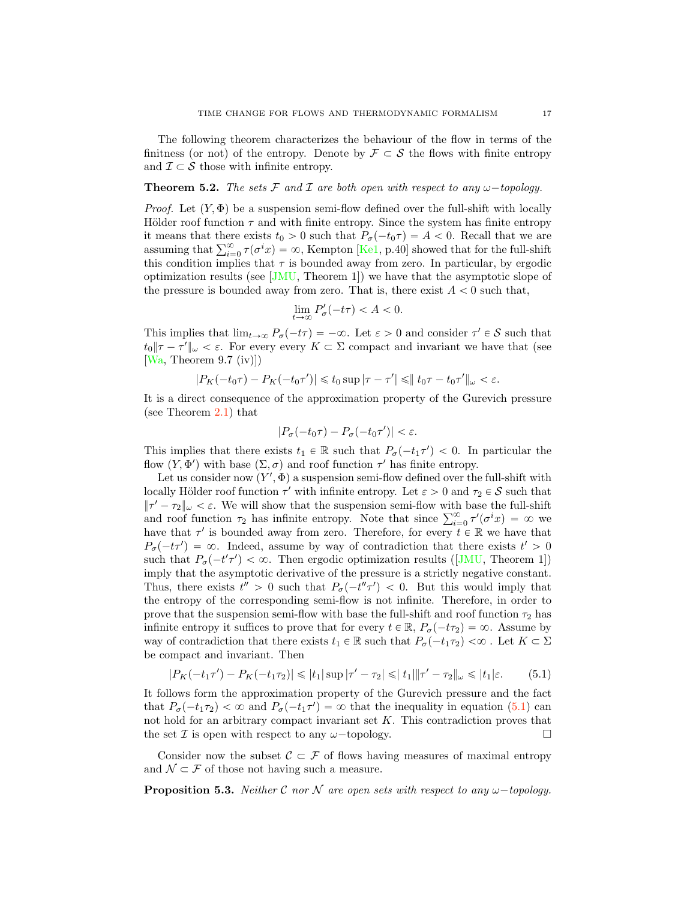The following theorem characterizes the behaviour of the flow in terms of the finitness (or not) of the entropy. Denote by $\mathcal{F} \subset \mathcal{S}$ the flows with finite entropy and $\mathcal{I} \subset \mathcal{S}$ those with infinite entropy.

**Theorem 5.2.** *The sets $\mathcal{F}$ and $\mathcal{I}$ are both open with respect to any $\omega-$topology.*

*Proof.* Let $(Y, \Phi)$ be a suspension semi-flow defined over the full-shift with locally Hölder roof function $\tau$ and with finite entropy. Since the system has finite entropy it means that there exists $t_0 > 0$ such that $P_\sigma(-t_0\tau) = A < 0$. Recall that we are assuming that $\sum_{i=0}^{\infty} \tau(\sigma^i x) = \infty$, Kempton [Ke1, p.40] showed that for the full-shift this condition implies that $\tau$ is bounded away from zero. In particular, by ergodic optimization results (see [JMU, Theorem 1]) we have that the asymptotic slope of the pressure is bounded away from zero. That is, there exist $A < 0$ such that,

$$\lim_{t \to \infty} P'_\sigma(-t\tau) < A < 0.$$

This implies that $\lim_{t \to \infty} P_\sigma(-t\tau) = -\infty$. Let $\varepsilon > 0$ and consider $\tau' \in \mathcal{S}$ such that $t_0 \|\tau - \tau'\|_\omega < \varepsilon$. For every every $K \subset \Sigma$ compact and invariant we have that (see [Wa, Theorem 9.7 (iv)])

$$|P_K(-t_0\tau) - P_K(-t_0\tau')| \leqslant t_0 \sup |\tau - \tau'| \leqslant \| t_0\tau - t_0\tau'\|_\omega < \varepsilon.$$

It is a direct consequence of the approximation property of the Gurevich pressure (see Theorem 2.1) that

$$|P_\sigma(-t_0\tau) - P_\sigma(-t_0\tau')| < \varepsilon.$$

This implies that there exists $t_1 \in \mathbb{R}$ such that $P_\sigma(-t_1\tau') < 0$. In particular the flow $(Y, \Phi')$ with base $(\Sigma, \sigma)$ and roof function $\tau'$ has finite entropy.

Let us consider now $(Y', \Phi)$ a suspension semi-flow defined over the full-shift with locally Hölder roof function $\tau'$ with infinite entropy. Let $\varepsilon > 0$ and $\tau_2 \in \mathcal{S}$ such that $\|\tau' - \tau_2\|_\omega < \varepsilon$. We will show that the suspension semi-flow with base the full-shift and roof function $\tau_2$ has infinite entropy. Note that since $\sum_{i=0}^{\infty} \tau'(\sigma^i x) = \infty$ we have that $\tau'$ is bounded away from zero. Therefore, for every $t \in \mathbb{R}$ we have that $P_\sigma(-t\tau') = \infty$. Indeed, assume by way of contradiction that there exists $t' > 0$ such that $P_\sigma(-t'\tau') < \infty$. Then ergodic optimization results ([JMU, Theorem 1]) imply that the asymptotic derivative of the pressure is a strictly negative constant. Thus, there exists $t'' > 0$ such that $P_\sigma(-t''\tau') < 0$. But this would imply that the entropy of the corresponding semi-flow is not infinite. Therefore, in order to prove that the suspension semi-flow with base the full-shift and roof function $\tau_2$ has infinite entropy it suffices to prove that for every $t \in \mathbb{R}$, $P_\sigma(-t\tau_2) = \infty$. Assume by way of contradiction that there exists $t_1 \in \mathbb{R}$ such that $P_\sigma(-t_1\tau_2) < \infty$ . Let $K \subset \Sigma$ be compact and invariant. Then

$$|P_K(-t_1\tau') - P_K(-t_1\tau_2)| \leqslant |t_1| \sup |\tau' - \tau_2| \leqslant | t_1| \|\tau' - \tau_2\|_\omega \leqslant |t_1|\varepsilon. \tag{5.1}$$

It follows form the approximation property of the Gurevich pressure and the fact that $P_\sigma(-t_1\tau_2) < \infty$ and $P_\sigma(-t_1\tau') = \infty$ that the inequality in equation (5.1) can not hold for an arbitrary compact invariant set $K$. This contradiction proves that the set $\mathcal{I}$ is open with respect to any $\omega-$topology. □

Consider now the subset $\mathcal{C} \subset \mathcal{F}$ of flows having measures of maximal entropy and $\mathcal{N} \subset \mathcal{F}$ of those not having such a measure.

**Proposition 5.3.** *Neither $\mathcal{C}$ nor $\mathcal{N}$ are open sets with respect to any $\omega-$topology.*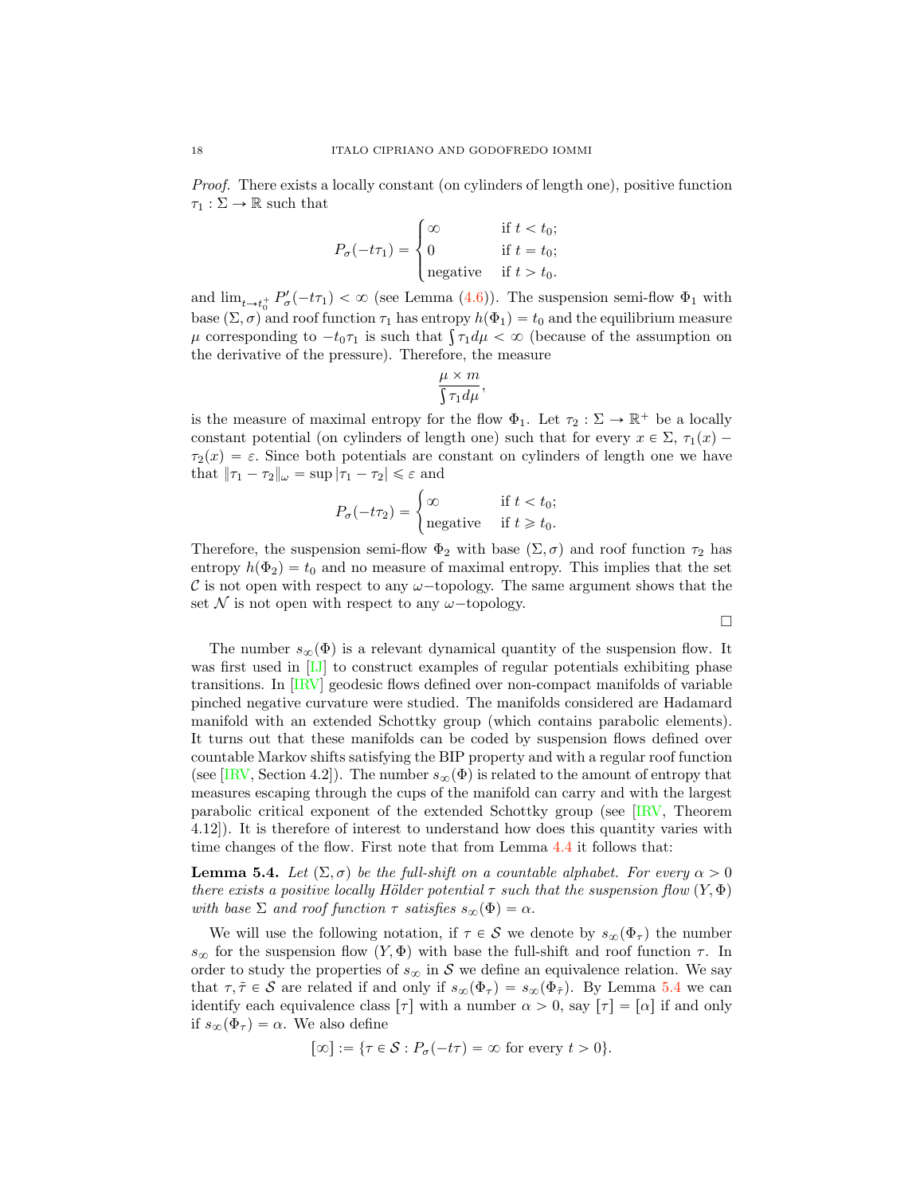*Proof.* There exists a locally constant (on cylinders of length one), positive function $\tau_1 : \Sigma \to \mathbb{R}$ such that

$$P_\sigma(-t\tau_1) = \begin{cases} \infty & \text{if } t < t_0; \\ 0 & \text{if } t = t_0; \\ \text{negative} & \text{if } t > t_0. \end{cases}$$

and $\lim_{t \to t_0^+} P'_\sigma(-t\tau_1) < \infty$ (see Lemma (4.6)). The suspension semi-flow $\Phi_1$ with base $(\Sigma, \sigma)$ and roof function $\tau_1$ has entropy $h(\Phi_1) = t_0$ and the equilibrium measure $\mu$ corresponding to $-t_0\tau_1$ is such that $\int \tau_1 d\mu < \infty$ (because of the assumption on the derivative of the pressure). Therefore, the measure

$$\frac{\mu \times m}{\int \tau_1 d\mu},$$

is the measure of maximal entropy for the flow $\Phi_1$. Let $\tau_2 : \Sigma \to \mathbb{R}^+$ be a locally constant potential (on cylinders of length one) such that for every $x \in \Sigma$, $\tau_1(x) - \tau_2(x) = \varepsilon$. Since both potentials are constant on cylinders of length one we have that $\|\tau_1 - \tau_2\|_\omega = \sup |\tau_1 - \tau_2| \leqslant \varepsilon$ and

$$P_\sigma(-t\tau_2) = \begin{cases} \infty & \text{if } t < t_0; \\ \text{negative} & \text{if } t \geqslant t_0. \end{cases}$$

Therefore, the suspension semi-flow $\Phi_2$ with base $(\Sigma, \sigma)$ and roof function $\tau_2$ has entropy $h(\Phi_2) = t_0$ and no measure of maximal entropy. This implies that the set $\mathcal{C}$ is not open with respect to any $\omega-$topology. The same argument shows that the set $\mathcal{N}$ is not open with respect to any $\omega-$topology.

□

The number $s_\infty(\Phi)$ is a relevant dynamical quantity of the suspension flow. It was first used in [IJ] to construct examples of regular potentials exhibiting phase transitions. In [IRV] geodesic flows defined over non-compact manifolds of variable pinched negative curvature were studied. The manifolds considered are Hadamard manifold with an extended Schottky group (which contains parabolic elements). It turns out that these manifolds can be coded by suspension flows defined over countable Markov shifts satisfying the BIP property and with a regular roof function (see [IRV, Section 4.2]). The number $s_\infty(\Phi)$ is related to the amount of entropy that measures escaping through the cups of the manifold can carry and with the largest parabolic critical exponent of the extended Schottky group (see [IRV, Theorem 4.12]). It is therefore of interest to understand how does this quantity varies with time changes of the flow. First note that from Lemma 4.4 it follows that:

**Lemma 5.4.** *Let $(\Sigma, \sigma)$ be the full-shift on a countable alphabet. For every $\alpha > 0$ there exists a positive locally Hölder potential $\tau$ such that the suspension flow $(Y, \Phi)$ with base $\Sigma$ and roof function $\tau$ satisfies $s_\infty(\Phi) = \alpha$.*

We will use the following notation, if $\tau \in \mathcal{S}$ we denote by $s_\infty(\Phi_\tau)$ the number $s_\infty$ for the suspension flow $(Y, \Phi)$ with base the full-shift and roof function $\tau$. In order to study the properties of $s_\infty$ in $\mathcal{S}$ we define an equivalence relation. We say that $\tau, \tilde{\tau} \in \mathcal{S}$ are related if and only if $s_\infty(\Phi_\tau) = s_\infty(\Phi_{\tilde{\tau}})$. By Lemma 5.4 we can identify each equivalence class $[\tau]$ with a number $\alpha > 0$, say $[\tau] = [\alpha]$ if and only if $s_\infty(\Phi_\tau) = \alpha$. We also define

$$[\infty] := \{\tau \in \mathcal{S} : P_\sigma(-t\tau) = \infty \text{ for every } t > 0\}.$$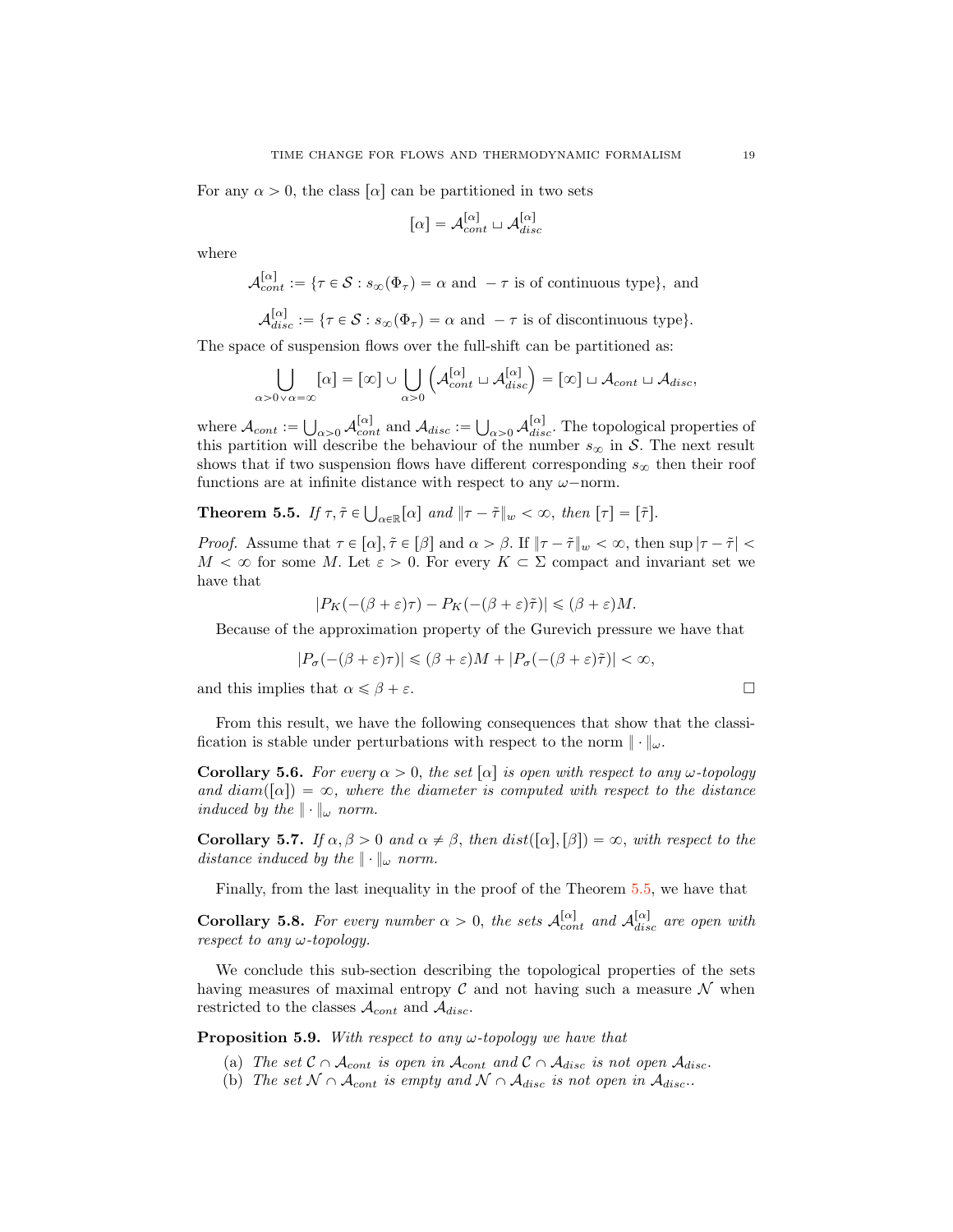For any $\alpha > 0$, the class $[\alpha]$ can be partitioned in two sets

$$[\alpha] = \mathcal{A}_{cont}^{[\alpha]} \sqcup \mathcal{A}_{disc}^{[\alpha]}$$

where

$$\mathcal{A}_{cont}^{[\alpha]} := \{\tau \in \mathcal{S} : s_\infty(\Phi_\tau) = \alpha \text{ and } -\tau \text{ is of continuous type}\}, \text{ and}$$

$$\mathcal{A}_{disc}^{[\alpha]} := \{\tau \in \mathcal{S} : s_\infty(\Phi_\tau) = \alpha \text{ and } -\tau \text{ is of discontinuous type}\}.$$

The space of suspension flows over the full-shift can be partitioned as:

$$\bigcup_{\alpha > 0 \vee \alpha = \infty} [\alpha] = [\infty] \cup \bigcup_{\alpha > 0} \left( \mathcal{A}_{cont}^{[\alpha]} \sqcup \mathcal{A}_{disc}^{[\alpha]} \right) = [\infty] \sqcup \mathcal{A}_{cont} \sqcup \mathcal{A}_{disc},$$

where $\mathcal{A}_{cont} := \bigcup_{\alpha > 0} \mathcal{A}_{cont}^{[\alpha]}$ and $\mathcal{A}_{disc} := \bigcup_{\alpha > 0} \mathcal{A}_{disc}^{[\alpha]}$. The topological properties of this partition will describe the behaviour of the number $s_\infty$ in $\mathcal{S}$. The next result shows that if two suspension flows have different corresponding $s_\infty$ then their roof functions are at infinite distance with respect to any $\omega-$norm.

**Theorem 5.5.** *If $\tau, \tilde{\tau} \in \bigcup_{\alpha \in \mathbb{R}} [\alpha]$ and $\|\tau - \tilde{\tau}\|_w < \infty$, then $[\tau] = [\tilde{\tau}]$.*

*Proof.* Assume that $\tau \in [\alpha], \tilde{\tau} \in [\beta]$ and $\alpha > \beta$. If $\|\tau - \tilde{\tau}\|_w < \infty$, then $\sup |\tau - \tilde{\tau}| < M < \infty$ for some $M$. Let $\varepsilon > 0$. For every $K \subset \Sigma$ compact and invariant set we have that

$$|P_K(-(\beta + \varepsilon)\tau) - P_K(-(\beta + \varepsilon)\tilde{\tau})| \leqslant (\beta + \varepsilon)M.$$

Because of the approximation property of the Gurevich pressure we have that

$$|P_\sigma(-(\beta + \varepsilon)\tau)| \leqslant (\beta + \varepsilon)M + |P_\sigma(-(\beta + \varepsilon)\tilde{\tau})| < \infty,$$

and this implies that $\alpha \leqslant \beta + \varepsilon$. □

From this result, we have the following consequences that show that the classification is stable under perturbations with respect to the norm $\| \cdot \|_\omega$.

**Corollary 5.6.** *For every $\alpha > 0$, the set $[\alpha]$ is open with respect to any $\omega$-topology and $diam([\alpha]) = \infty$, where the diameter is computed with respect to the distance induced by the $\| \cdot \|_\omega$ norm.*

**Corollary 5.7.** *If $\alpha, \beta > 0$ and $\alpha \neq \beta$, then $dist([\alpha], [\beta]) = \infty$, with respect to the distance induced by the $\| \cdot \|_\omega$ norm.*

Finally, from the last inequality in the proof of the Theorem 5.5, we have that

**Corollary 5.8.** *For every number $\alpha > 0$, the sets $\mathcal{A}_{cont}^{[\alpha]}$ and $\mathcal{A}_{disc}^{[\alpha]}$ are open with respect to any $\omega$-topology.*

We conclude this sub-section describing the topological properties of the sets having measures of maximal entropy $\mathcal{C}$ and not having such a measure $\mathcal{N}$ when restricted to the classes $\mathcal{A}_{cont}$ and $\mathcal{A}_{disc}$.

**Proposition 5.9.** *With respect to any $\omega$-topology we have that*

(a) *The set $\mathcal{C} \cap \mathcal{A}_{cont}$ is open in $\mathcal{A}_{cont}$ and $\mathcal{C} \cap \mathcal{A}_{disc}$ is not open $\mathcal{A}_{disc}$.*
(b) *The set $\mathcal{N} \cap \mathcal{A}_{cont}$ is empty and $\mathcal{N} \cap \mathcal{A}_{disc}$ is not open in $\mathcal{A}_{disc}$..*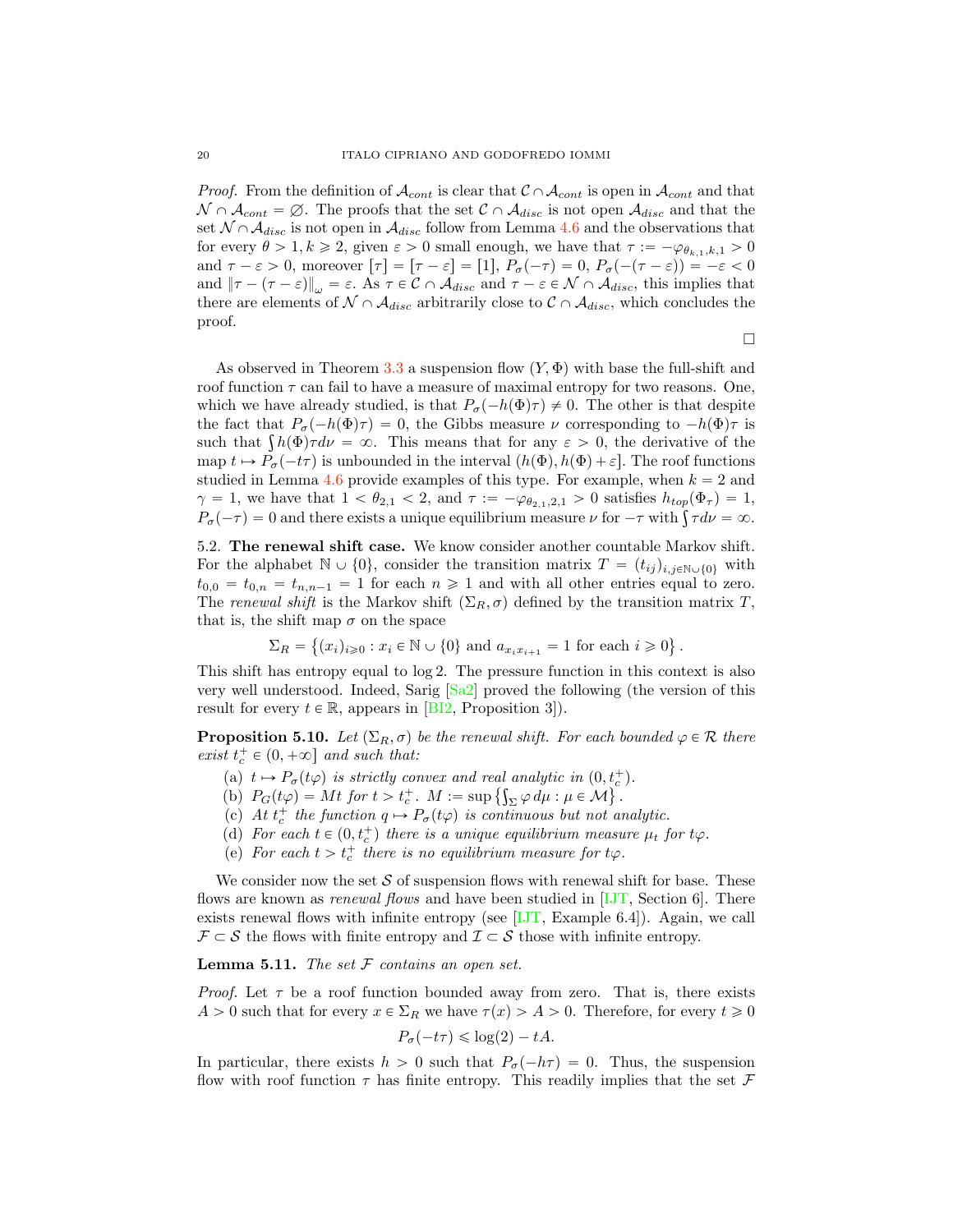*Proof.* From the definition of $\mathcal{A}_{cont}$ is clear that $\mathcal{C} \cap \mathcal{A}_{cont}$ is open in $\mathcal{A}_{cont}$ and that $\mathcal{N} \cap \mathcal{A}_{cont} = \emptyset$. The proofs that the set $\mathcal{C} \cap \mathcal{A}_{disc}$ is not open $\mathcal{A}_{disc}$ and that the set $\mathcal{N} \cap \mathcal{A}_{disc}$ is not open in $\mathcal{A}_{disc}$ follow from Lemma 4.6 and the observations that for every $\theta > 1, k \geqslant 2$, given $\varepsilon > 0$ small enough, we have that $\tau := -\varphi_{\theta_{k,1},k,1} > 0$ and $\tau - \varepsilon > 0$, moreover $[\tau] = [\tau - \varepsilon] = [1]$, $P_\sigma(-\tau) = 0$, $P_\sigma(-(\tau - \varepsilon)) = -\varepsilon < 0$ and $\|\tau - (\tau - \varepsilon)\|_\omega = \varepsilon$. As $\tau \in \mathcal{C} \cap \mathcal{A}_{disc}$ and $\tau - \varepsilon \in \mathcal{N} \cap \mathcal{A}_{disc}$, this implies that there are elements of $\mathcal{N} \cap \mathcal{A}_{disc}$ arbitrarily close to $\mathcal{C} \cap \mathcal{A}_{disc}$, which concludes the proof.

□

As observed in Theorem 3.3 a suspension flow $(Y, \Phi)$ with base the full-shift and roof function $\tau$ can fail to have a measure of maximal entropy for two reasons. One, which we have already studied, is that $P_\sigma(-h(\Phi)\tau) \neq 0$. The other is that despite the fact that $P_\sigma(-h(\Phi)\tau) = 0$, the Gibbs measure $\nu$ corresponding to $-h(\Phi)\tau$ is such that $\int h(\Phi)\tau d\nu = \infty$. This means that for any $\varepsilon > 0$, the derivative of the map $t \mapsto P_\sigma(-t\tau)$ is unbounded in the interval $(h(\Phi), h(\Phi) + \varepsilon]$. The roof functions studied in Lemma 4.6 provide examples of this type. For example, when $k = 2$ and $\gamma = 1$, we have that $1 < \theta_{2,1} < 2$, and $\tau := -\varphi_{\theta_{2,1},2,1} > 0$ satisfies $h_{top}(\Phi_\tau) = 1$, $P_\sigma(-\tau) = 0$ and there exists a unique equilibrium measure $\nu$ for $-\tau$ with $\int \tau d\nu = \infty$.

5.2. **The renewal shift case.** We know consider another countable Markov shift. For the alphabet $\mathbb{N} \cup \{0\}$, consider the transition matrix $T = (t_{ij})_{i,j \in \mathbb{N} \cup \{0\}}$ with $t_{0,0} = t_{0,n} = t_{n,n-1} = 1$ for each $n \geqslant 1$ and with all other entries equal to zero. The *renewal shift* is the Markov shift $(\Sigma_R, \sigma)$ defined by the transition matrix $T$, that is, the shift map $\sigma$ on the space

$$\Sigma_R = \left\{(x_i)_{i \geqslant 0} : x_i \in \mathbb{N} \cup \{0\} \text{ and } a_{x_i x_{i+1}} = 1 \text{ for each } i \geqslant 0\right\}.$$

This shift has entropy equal to $\log 2$. The pressure function in this context is also very well understood. Indeed, Sarig [Sa2] proved the following (the version of this result for every $t \in \mathbb{R}$, appears in [BI2, Proposition 3]).

**Proposition 5.10.** *Let $(\Sigma_R, \sigma)$ be the renewal shift. For each bounded $\varphi \in \mathcal{R}$ there exist $t_c^+ \in (0, +\infty]$ and such that:*

- (a) *$t \mapsto P_\sigma(t\varphi)$ is strictly convex and real analytic in $(0, t_c^+)$.*
- (b) *$P_G(t\varphi) = Mt$ for $t > t_c^+$. $M := \sup\left\{\int_\Sigma \varphi \, d\mu : \mu \in \mathcal{M}\right\}$.*
- (c) *At $t_c^+$ the function $q \mapsto P_\sigma(t\varphi)$ is continuous but not analytic.*
- (d) *For each $t \in (0, t_c^+)$ there is a unique equilibrium measure $\mu_t$ for $t\varphi$.*
- (e) *For each $t > t_c^+$ there is no equilibrium measure for $t\varphi$.*

We consider now the set $\mathcal{S}$ of suspension flows with renewal shift for base. These flows are known as *renewal flows* and have been studied in [IJT, Section 6]. There exists renewal flows with infinite entropy (see [IJT, Example 6.4]). Again, we call $\mathcal{F} \subset \mathcal{S}$ the flows with finite entropy and $\mathcal{I} \subset \mathcal{S}$ those with infinite entropy.

**Lemma 5.11.** *The set $\mathcal{F}$ contains an open set.*

*Proof.* Let $\tau$ be a roof function bounded away from zero. That is, there exists $A > 0$ such that for every $x \in \Sigma_R$ we have $\tau(x) > A > 0$. Therefore, for every $t \geqslant 0$

$$P_\sigma(-t\tau) \leqslant \log(2) - tA.$$

In particular, there exists $h > 0$ such that $P_\sigma(-h\tau) = 0$. Thus, the suspension flow with roof function $\tau$ has finite entropy. This readily implies that the set $\mathcal{F}$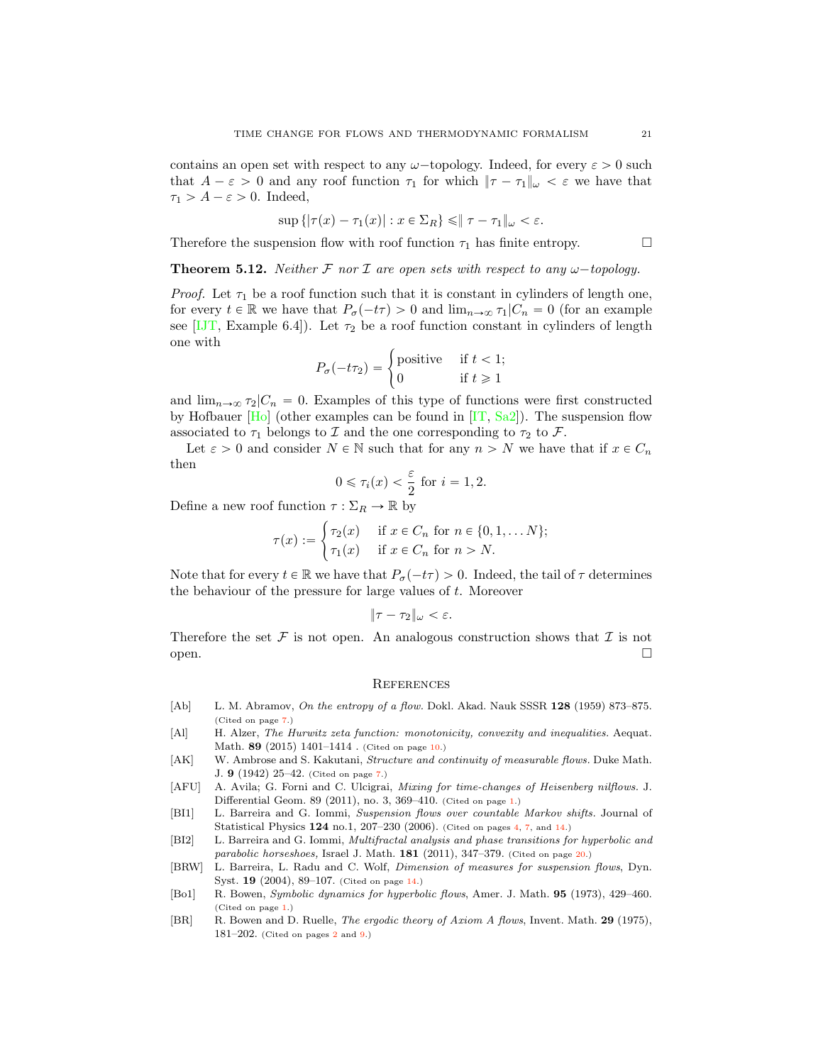contains an open set with respect to any $\omega-$topology. Indeed, for every $\varepsilon > 0$ such that $A - \varepsilon > 0$ and any roof function $\tau_1$ for which $\|\tau - \tau_1\|_\omega < \varepsilon$ we have that $\tau_1 > A - \varepsilon > 0$. Indeed,

$$\sup\{|\tau(x) - \tau_1(x)| : x \in \Sigma_R\} \leqslant \| \tau - \tau_1\|_\omega < \varepsilon.$$

Therefore the suspension flow with roof function $\tau_1$ has finite entropy. □

**Theorem 5.12.** *Neither $\mathcal{F}$ nor $\mathcal{I}$ are open sets with respect to any $\omega-$topology.*

*Proof.* Let $\tau_1$ be a roof function such that it is constant in cylinders of length one, for every $t \in \mathbb{R}$ we have that $P_\sigma(-t\tau) > 0$ and $\lim_{n\to\infty} \tau_1|C_n = 0$ (for an example see [IJT, Example 6.4]). Let $\tau_2$ be a roof function constant in cylinders of length one with

$$P_\sigma(-t\tau_2) = \begin{cases} \text{positive} & \text{if } t < 1; \\ 0 & \text{if } t \geqslant 1 \end{cases}$$

and $\lim_{n\to\infty} \tau_2|C_n = 0$. Examples of this type of functions were first constructed by Hofbauer [Ho] (other examples can be found in [IT, Sa2]). The suspension flow associated to $\tau_1$ belongs to $\mathcal{I}$ and the one corresponding to $\tau_2$ to $\mathcal{F}$.

Let $\varepsilon > 0$ and consider $N \in \mathbb{N}$ such that for any $n > N$ we have that if $x \in C_n$ then

$$0 \leqslant \tau_i(x) < \frac{\varepsilon}{2} \text{ for } i = 1, 2.$$

Define a new roof function $\tau : \Sigma_R \to \mathbb{R}$ by

$$\tau(x) := \begin{cases} \tau_2(x) & \text{if } x \in C_n \text{ for } n \in \{0, 1, \dots N\}; \\ \tau_1(x) & \text{if } x \in C_n \text{ for } n > N. \end{cases}$$

Note that for every $t \in \mathbb{R}$ we have that $P_\sigma(-t\tau) > 0$. Indeed, the tail of $\tau$ determines the behaviour of the pressure for large values of $t$. Moreover

$$\|\tau - \tau_2\|_\omega < \varepsilon.$$

Therefore the set $\mathcal{F}$ is not open. An analogous construction shows that $\mathcal{I}$ is not open. □

## References

- [Ab] L. M. Abramov, *On the entropy of a flow.* Dokl. Akad. Nauk SSSR **128** (1959) 873–875. (Cited on page 7.)
- [Al] H. Alzer, *The Hurwitz zeta function: monotonicity, convexity and inequalities.* Aequat. Math. **89** (2015) 1401–1414 . (Cited on page 10.)
- [AK] W. Ambrose and S. Kakutani, *Structure and continuity of measurable flows.* Duke Math. J. **9** (1942) 25–42. (Cited on page 7.)
- [AFU] A. Avila; G. Forni and C. Ulcigrai, *Mixing for time-changes of Heisenberg nilflows.* J. Differential Geom. 89 (2011), no. 3, 369–410. (Cited on page 1.)
- [BI1] L. Barreira and G. Iommi, *Suspension flows over countable Markov shifts.* Journal of Statistical Physics **124** no.1, 207–230 (2006). (Cited on pages 4, 7, and 14.)
- [BI2] L. Barreira and G. Iommi, *Multifractal analysis and phase transitions for hyperbolic and parabolic horseshoes,* Israel J. Math. **181** (2011), 347–379. (Cited on page 20.)
- [BRW] L. Barreira, L. Radu and C. Wolf, *Dimension of measures for suspension flows*, Dyn. Syst. **19** (2004), 89–107. (Cited on page 14.)
- [Bo1] R. Bowen, *Symbolic dynamics for hyperbolic flows*, Amer. J. Math. **95** (1973), 429–460. (Cited on page 1.)
- [BR] R. Bowen and D. Ruelle, *The ergodic theory of Axiom A flows*, Invent. Math. **29** (1975), 181–202. (Cited on pages 2 and 9.)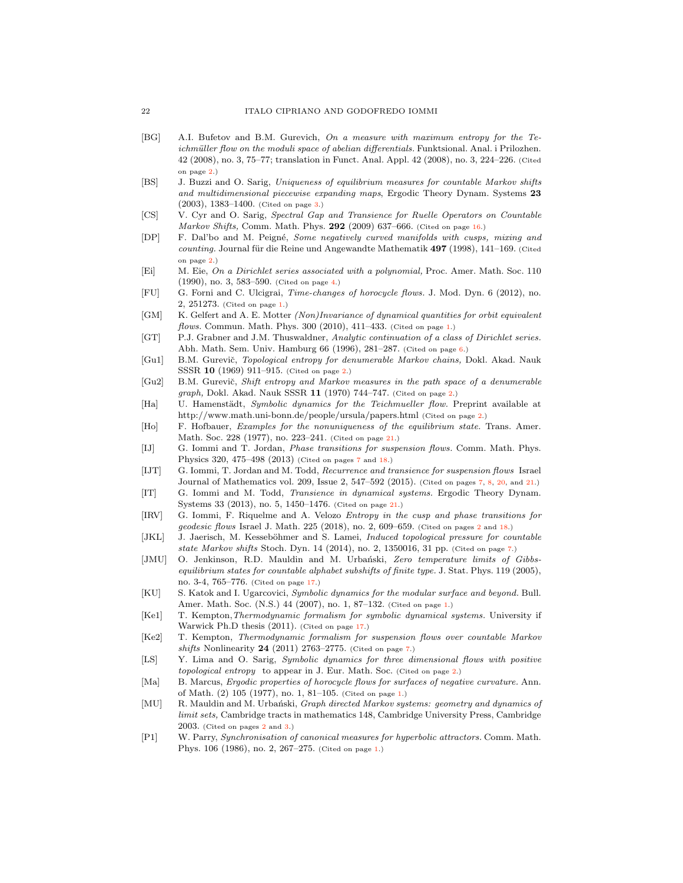- [BG] A.I. Bufetov and B.M. Gurevich, *On a measure with maximum entropy for the Teichmüller flow on the moduli space of abelian differentials.* Funktsional. Anal. i Prilozhen. 42 (2008), no. 3, 75–77; translation in Funct. Anal. Appl. 42 (2008), no. 3, 224–226. (Cited on page 2.)
- [BS] J. Buzzi and O. Sarig, *Uniqueness of equilibrium measures for countable Markov shifts and multidimensional piecewise expanding maps*, Ergodic Theory Dynam. Systems **23** (2003), 1383–1400. (Cited on page 3.)
- [CS] V. Cyr and O. Sarig, *Spectral Gap and Transience for Ruelle Operators on Countable Markov Shifts,* Comm. Math. Phys. **292** (2009) 637–666. (Cited on page 16.)
- [DP] F. Dal'bo and M. Peigné, *Some negatively curved manifolds with cusps, mixing and counting.* Journal für die Reine und Angewandte Mathematik **497** (1998), 141–169. (Cited on page 2.)
- [Ei] M. Eie, *On a Dirichlet series associated with a polynomial,* Proc. Amer. Math. Soc. 110 (1990), no. 3, 583–590. (Cited on page 4.)
- [FU] G. Forni and C. Ulcigrai, *Time-changes of horocycle flows.* J. Mod. Dyn. 6 (2012), no. 2, 251273. (Cited on page 1.)
- [GM] K. Gelfert and A. E. Motter *(Non)Invariance of dynamical quantities for orbit equivalent flows.* Commun. Math. Phys. 300 (2010), 411–433. (Cited on page 1.)
- [GT] P.J. Grabner and J.M. Thuswaldner, *Analytic continuation of a class of Dirichlet series.* Abh. Math. Sem. Univ. Hamburg 66 (1996), 281–287. (Cited on page 6.)
- [Gu1] B.M. Gurevič, *Topological entropy for denumerable Markov chains,* Dokl. Akad. Nauk SSSR **10** (1969) 911–915. (Cited on page 2.)
- [Gu2] B.M. Gurevič, *Shift entropy and Markov measures in the path space of a denumerable graph,* Dokl. Akad. Nauk SSSR **11** (1970) 744–747. (Cited on page 2.)
- [Ha] U. Hamenstädt, *Symbolic dynamics for the Teichmueller flow.* Preprint available at http://www.math.uni-bonn.de/people/ursula/papers.html (Cited on page 2.)
- [Ho] F. Hofbauer, *Examples for the nonuniqueness of the equilibrium state.* Trans. Amer. Math. Soc. 228 (1977), no. 223–241. (Cited on page 21.)
- [IJ] G. Iommi and T. Jordan, *Phase transitions for suspension flows.* Comm. Math. Phys. Physics 320, 475–498 (2013) (Cited on pages 7 and 18.)
- [IJT] G. Iommi, T. Jordan and M. Todd, *Recurrence and transience for suspension flows* Israel Journal of Mathematics vol. 209, Issue 2, 547–592 (2015). (Cited on pages 7, 8, 20, and 21.)
- [IT] G. Iommi and M. Todd, *Transience in dynamical systems.* Ergodic Theory Dynam. Systems 33 (2013), no. 5, 1450–1476. (Cited on page 21.)
- [IRV] G. Iommi, F. Riquelme and A. Velozo *Entropy in the cusp and phase transitions for geodesic flows* Israel J. Math. 225 (2018), no. 2, 609–659. (Cited on pages 2 and 18.)
- [JKL] J. Jaerisch, M. Kesseböhmer and S. Lamei, *Induced topological pressure for countable state Markov shifts* Stoch. Dyn. 14 (2014), no. 2, 1350016, 31 pp. (Cited on page 7.)
- [JMU] O. Jenkinson, R.D. Mauldin and M. Urbański, *Zero temperature limits of Gibbs-equilibrium states for countable alphabet subshifts of finite type.* J. Stat. Phys. 119 (2005), no. 3-4, 765–776. (Cited on page 17.)
- [KU] S. Katok and I. Ugarcovici, *Symbolic dynamics for the modular surface and beyond.* Bull. Amer. Math. Soc. (N.S.) 44 (2007), no. 1, 87–132. (Cited on page 1.)
- [Ke1] T. Kempton,*Thermodynamic formalism for symbolic dynamical systems.* University if Warwick Ph.D thesis (2011). (Cited on page 17.)
- [Ke2] T. Kempton, *Thermodynamic formalism for suspension flows over countable Markov shifts* Nonlinearity **24** (2011) 2763–2775. (Cited on page 7.)
- [LS] Y. Lima and O. Sarig, *Symbolic dynamics for three dimensional flows with positive topological entropy* to appear in J. Eur. Math. Soc. (Cited on page 2.)
- [Ma] B. Marcus, *Ergodic properties of horocycle flows for surfaces of negative curvature.* Ann. of Math. (2) 105 (1977), no. 1, 81–105. (Cited on page 1.)
- [MU] R. Mauldin and M. Urbański, *Graph directed Markov systems: geometry and dynamics of limit sets,* Cambridge tracts in mathematics 148, Cambridge University Press, Cambridge 2003. (Cited on pages 2 and 3.)
- [P1] W. Parry, *Synchronisation of canonical measures for hyperbolic attractors.* Comm. Math. Phys. 106 (1986), no. 2, 267–275. (Cited on page 1.)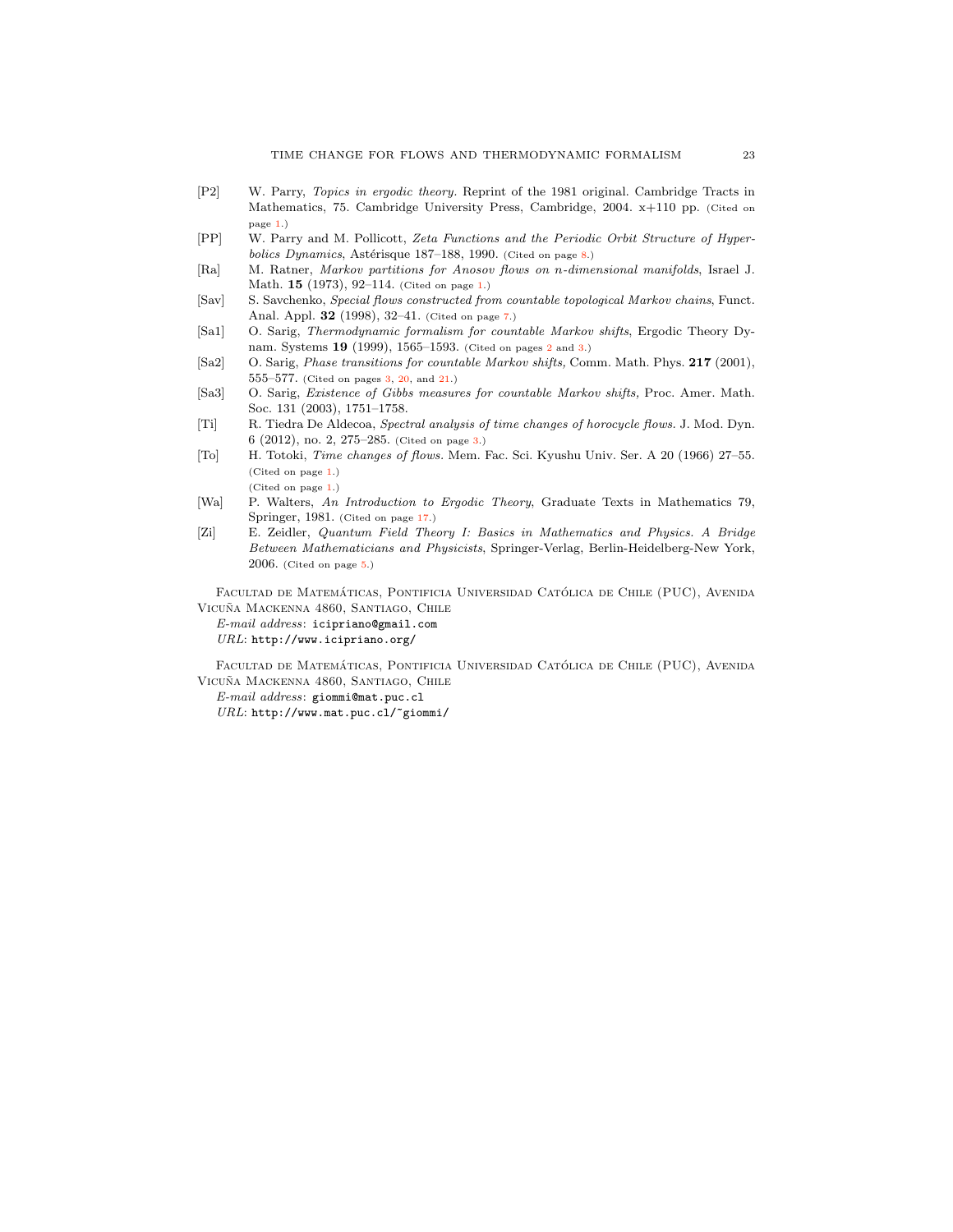[P2] W. Parry, *Topics in ergodic theory.* Reprint of the 1981 original. Cambridge Tracts in Mathematics, 75. Cambridge University Press, Cambridge, 2004. x+110 pp. (Cited on page 1.)

[PP] W. Parry and M. Pollicott, *Zeta Functions and the Periodic Orbit Structure of Hyperbolics Dynamics*, Astérisque 187–188, 1990. (Cited on page 8.)

[Ra] M. Ratner, *Markov partitions for Anosov flows on n-dimensional manifolds*, Israel J. Math. **15** (1973), 92–114. (Cited on page 1.)

[Sav] S. Savchenko, *Special flows constructed from countable topological Markov chains*, Funct. Anal. Appl. **32** (1998), 32–41. (Cited on page 7.)

[Sa1] O. Sarig, *Thermodynamic formalism for countable Markov shifts*, Ergodic Theory Dynam. Systems **19** (1999), 1565–1593. (Cited on pages 2 and 3.)

[Sa2] O. Sarig, *Phase transitions for countable Markov shifts,* Comm. Math. Phys. **217** (2001), 555–577. (Cited on pages 3, 20, and 21.)

[Sa3] O. Sarig, *Existence of Gibbs measures for countable Markov shifts,* Proc. Amer. Math. Soc. 131 (2003), 1751–1758.

[Ti] R. Tiedra De Aldecoa, *Spectral analysis of time changes of horocycle flows.* J. Mod. Dyn. 6 (2012), no. 2, 275–285. (Cited on page 3.)

[To] H. Totoki, *Time changes of flows.* Mem. Fac. Sci. Kyushu Univ. Ser. A 20 (1966) 27–55. (Cited on page 1.)
(Cited on page 1.)

[Wa] P. Walters, *An Introduction to Ergodic Theory*, Graduate Texts in Mathematics 79, Springer, 1981. (Cited on page 17.)

[Zi] E. Zeidler, *Quantum Field Theory I: Basics in Mathematics and Physics. A Bridge Between Mathematicians and Physicists*, Springer-Verlag, Berlin-Heidelberg-New York, 2006. (Cited on page 5.)

Facultad de Matemáticas, Pontificia Universidad Católica de Chile (PUC), Avenida Vicuña Mackenna 4860, Santiago, Chile
*E-mail address*: icipriano@gmail.com
*URL*: http://www.icipriano.org/

Facultad de Matemáticas, Pontificia Universidad Católica de Chile (PUC), Avenida Vicuña Mackenna 4860, Santiago, Chile
*E-mail address*: giommi@mat.puc.cl
*URL*: http://www.mat.puc.cl/~giommi/